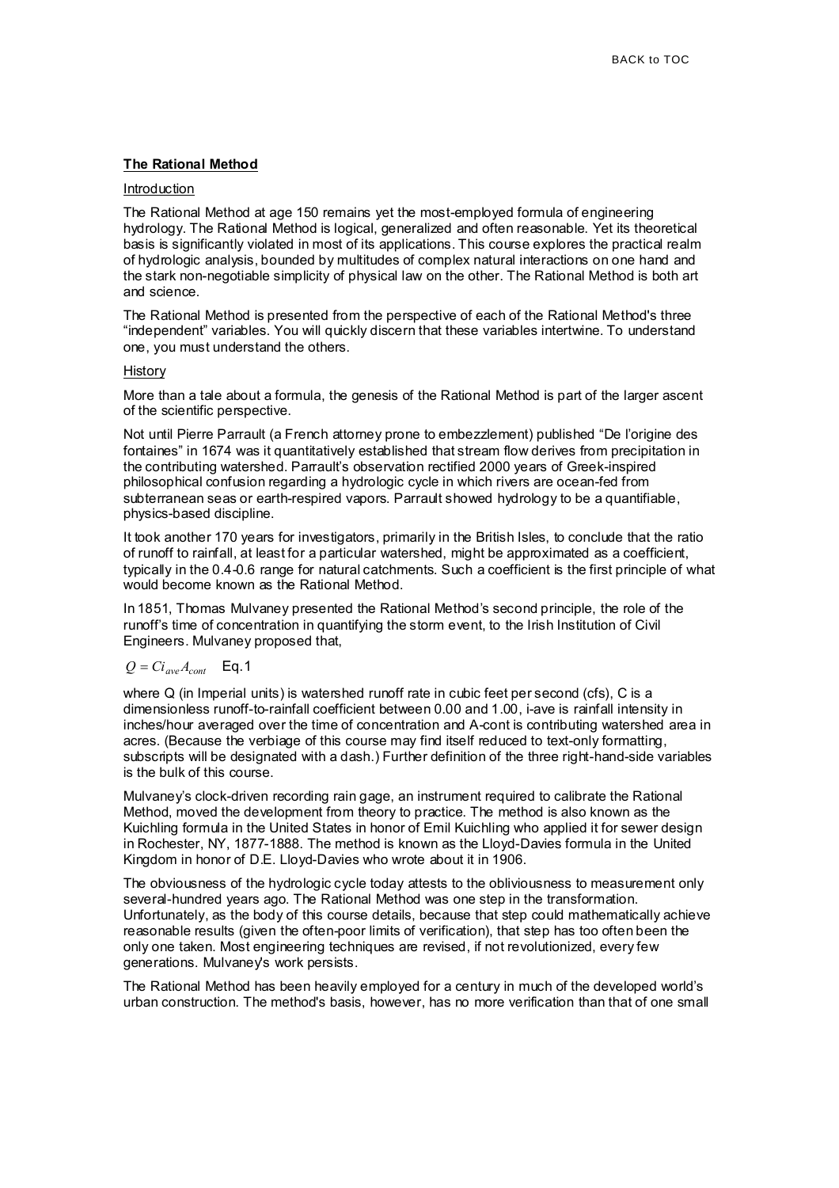**The Rational Method**

Introduction

The Rational Method at age 150 remains yet the most-employed formula of engineering hydrology. The Rational Method is logical, generalized and often reasonable. Yet its theoretical basis is significantly violated in most of its applications. This course explores the practical realm of hydrologic analysis, bounded by multitudes of complex natural interactions on one hand and the stark non-negotiable simplicity of physical law on the other. The Rational Method is both art and science.

The Rational Method is presented from the perspective of each of the Rational Method's three "independent" variables. You will quickly discern that these variables intertwine. To understand one, you must understand the others.

History

More than a tale about a formula, the genesis of the Rational Method is part of the larger ascent of the scientific perspective.

Not until Pierre Parrault (a French attorney prone to embezzlement) published "De l'origine des fontaines" in 1674 was it quantitatively established that stream flow derives from precipitation in the contributing watershed. Parrault's observation rectified 2000 years of Greek-inspired philosophical confusion regarding a hydrologic cycle in which rivers are ocean-fed from subterranean seas or earth-respired vapors. Parrault showed hydrology to be a quantifiable, physics-based discipline.

It took another 170 years for investigators, primarily in the British Isles, to conclude that the ratio of runoff to rainfall, at least for a particular watershed, might be approximated as a coefficient, typically in the 0.4-0.6 range for natural catchments. Such a coefficient is the first principle of what would become known as the Rational Method.

In 1851, Thomas Mulvaney presented the Rational Method's second principle, the role of the runoff's time of concentration in quantifying the storm event, to the Irish Institution of Civil Engineers. Mulvaney proposed that,

$$Q = Ci_{ave}A_{cont} \quad \text{Eq.1}$$

where Q (in Imperial units) is watershed runoff rate in cubic feet per second (cfs), C is a dimensionless runoff-to-rainfall coefficient between 0.00 and 1.00, i-ave is rainfall intensity in inches/hour averaged over the time of concentration and A-cont is contributing watershed area in acres. (Because the verbiage of this course may find itself reduced to text-only formatting, subscripts will be designated with a dash.) Further definition of the three right-hand-side variables is the bulk of this course.

Mulvaney's clock-driven recording rain gage, an instrument required to calibrate the Rational Method, moved the development from theory to practice. The method is also known as the Kuichling formula in the United States in honor of Emil Kuichling who applied it for sewer design in Rochester, NY, 1877-1888. The method is known as the Lloyd-Davies formula in the United Kingdom in honor of D.E. Lloyd-Davies who wrote about it in 1906.

The obviousness of the hydrologic cycle today attests to the obliviousness to measurement only several-hundred years ago. The Rational Method was one step in the transformation. Unfortunately, as the body of this course details, because that step could mathematically achieve reasonable results (given the often-poor limits of verification), that step has too often been the only one taken. Most engineering techniques are revised, if not revolutionized, every few generations. Mulvaney's work persists.

The Rational Method has been heavily employed for a century in much of the developed world's urban construction. The method's basis, however, has no more verification than that of one small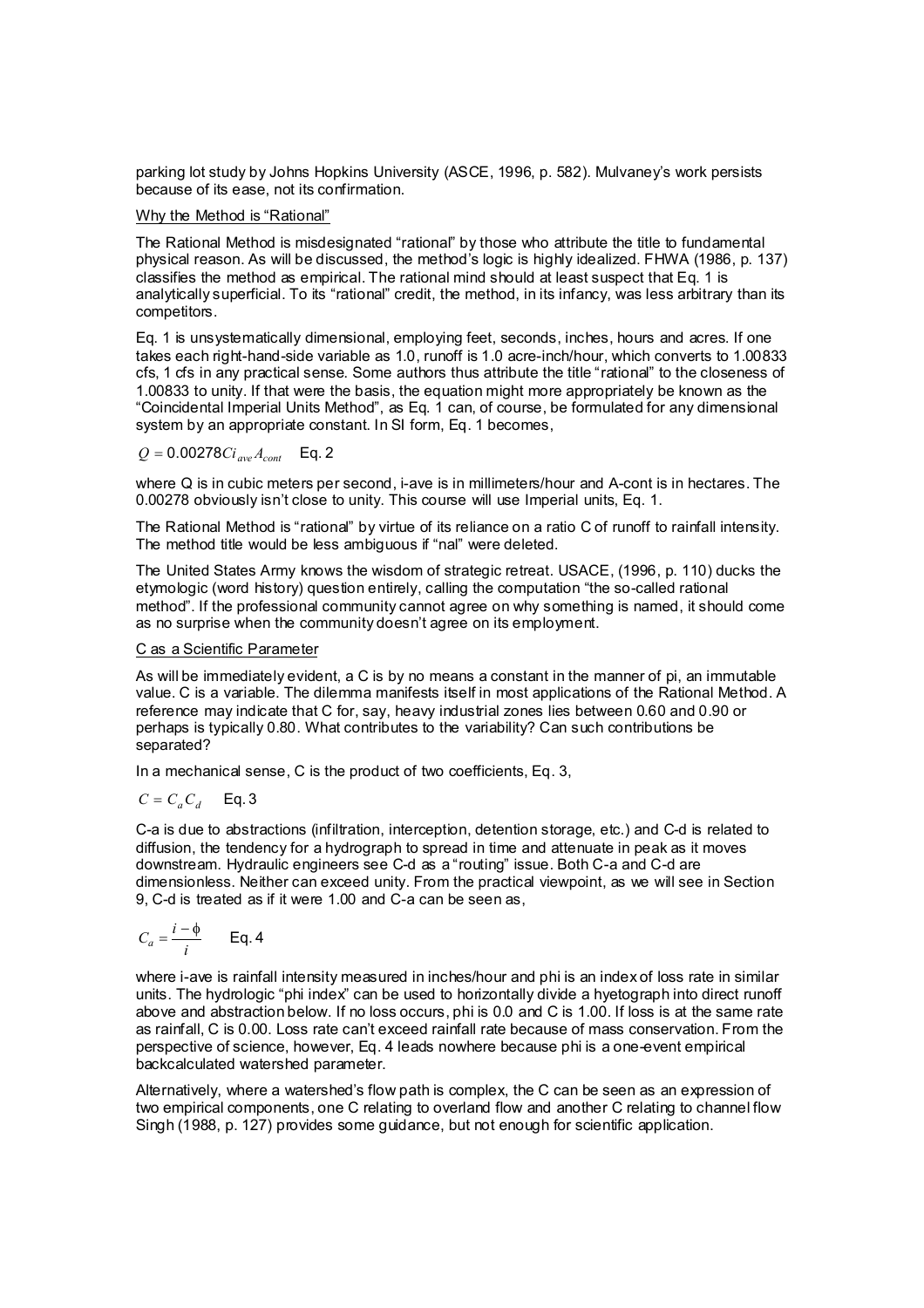parking lot study by Johns Hopkins University (ASCE, 1996, p. 582). Mulvaney's work persists because of its ease, not its confirmation.

## Why the Method is "Rational"

The Rational Method is misdesignated "rational" by those who attribute the title to fundamental physical reason. As will be discussed, the method's logic is highly idealized. FHWA (1986, p. 137) classifies the method as empirical. The rational mind should at least suspect that Eq. 1 is analytically superficial. To its "rational" credit, the method, in its infancy, was less arbitrary than its competitors.

Eq. 1 is unsystematically dimensional, employing feet, seconds, inches, hours and acres. If one takes each right-hand-side variable as 1.0, runoff is 1.0 acre-inch/hour, which converts to 1.00833 cfs, 1 cfs in any practical sense. Some authors thus attribute the title "rational" to the closeness of 1.00833 to unity. If that were the basis, the equation might more appropriately be known as the "Coincidental Imperial Units Method", as Eq. 1 can, of course, be formulated for any dimensional system by an appropriate constant. In SI form, Eq. 1 becomes,

$$Q = 0.00278 C i_{ave} A_{cont} \quad \text{Eq. 2}$$

where Q is in cubic meters per second, i-ave is in millimeters/hour and A-cont is in hectares. The 0.00278 obviously isn't close to unity. This course will use Imperial units, Eq. 1.

The Rational Method is "rational" by virtue of its reliance on a ratio C of runoff to rainfall intensity. The method title would be less ambiguous if "nal" were deleted.

The United States Army knows the wisdom of strategic retreat. USACE, (1996, p. 110) ducks the etymologic (word history) question entirely, calling the computation "the so-called rational method". If the professional community cannot agree on why something is named, it should come as no surprise when the community doesn't agree on its employment.

## C as a Scientific Parameter

As will be immediately evident, a C is by no means a constant in the manner of pi, an immutable value. C is a variable. The dilemma manifests itself in most applications of the Rational Method. A reference may indicate that C for, say, heavy industrial zones lies between 0.60 and 0.90 or perhaps is typically 0.80. What contributes to the variability? Can such contributions be separated?

In a mechanical sense, C is the product of two coefficients, Eq. 3,

$$C = C_a C_d \quad \text{Eq. 3}$$

C-a is due to abstractions (infiltration, interception, detention storage, etc.) and C-d is related to diffusion, the tendency for a hydrograph to spread in time and attenuate in peak as it moves downstream. Hydraulic engineers see C-d as a "routing" issue. Both C-a and C-d are dimensionless. Neither can exceed unity. From the practical viewpoint, as we will see in Section 9, C-d is treated as if it were 1.00 and C-a can be seen as,

$$C_a = \frac{i - \phi}{i} \quad \text{Eq. 4}$$

where i-ave is rainfall intensity measured in inches/hour and phi is an index of loss rate in similar units. The hydrologic "phi index" can be used to horizontally divide a hyetograph into direct runoff above and abstraction below. If no loss occurs, phi is 0.0 and C is 1.00. If loss is at the same rate as rainfall, C is 0.00. Loss rate can't exceed rainfall rate because of mass conservation. From the perspective of science, however, Eq. 4 leads nowhere because phi is a one-event empirical backcalculated watershed parameter.

Alternatively, where a watershed's flow path is complex, the C can be seen as an expression of two empirical components, one C relating to overland flow and another C relating to channel flow Singh (1988, p. 127) provides some guidance, but not enough for scientific application.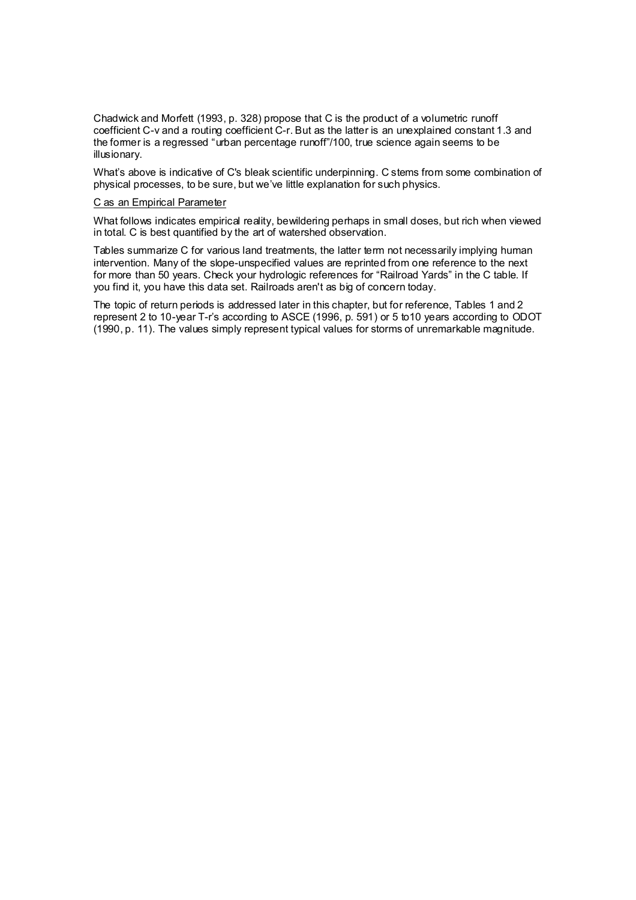Chadwick and Morfett (1993, p. 328) propose that C is the product of a volumetric runoff coefficient C-v and a routing coefficient C-r. But as the latter is an unexplained constant 1.3 and the former is a regressed "urban percentage runoff"/100, true science again seems to be illusionary.

What's above is indicative of C's bleak scientific underpinning. C stems from some combination of physical processes, to be sure, but we've little explanation for such physics.

<u>C as an Empirical Parameter</u>

What follows indicates empirical reality, bewildering perhaps in small doses, but rich when viewed in total. C is best quantified by the art of watershed observation.

Tables summarize C for various land treatments, the latter term not necessarily implying human intervention. Many of the slope-unspecified values are reprinted from one reference to the next for more than 50 years. Check your hydrologic references for "Railroad Yards" in the C table. If you find it, you have this data set. Railroads aren't as big of concern today.

The topic of return periods is addressed later in this chapter, but for reference, Tables 1 and 2 represent 2 to 10-year T-r's according to ASCE (1996, p. 591) or 5 to10 years according to ODOT (1990, p. 11). The values simply represent typical values for storms of unremarkable magnitude.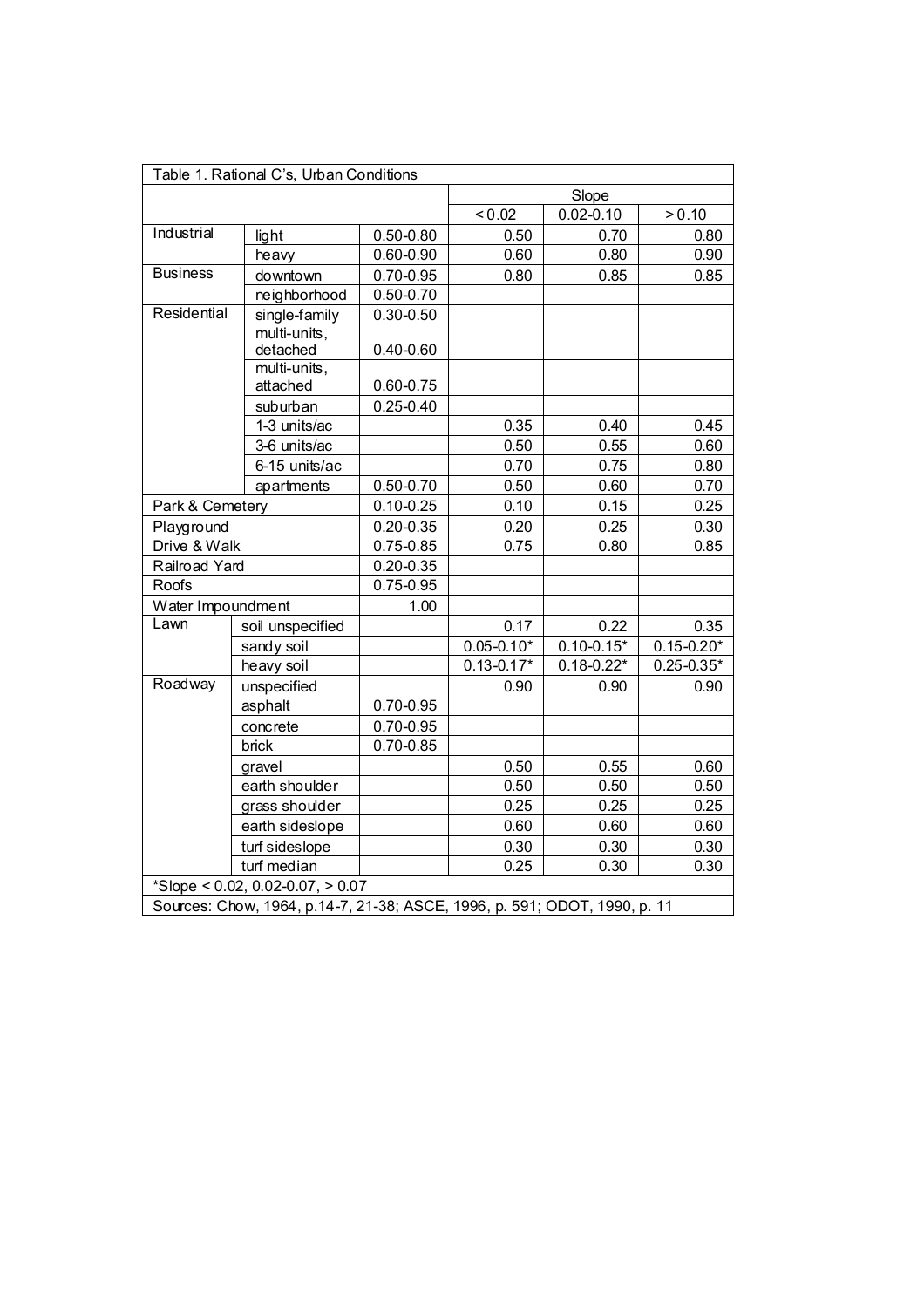| Table 1. Rational C's, Urban Conditions | | | | | |
|---|---|---|---|---|---|
| | | | Slope | | |
| | | | < 0.02 | 0.02-0.10 | > 0.10 |
| Industrial | light | 0.50-0.80 | 0.50 | 0.70 | 0.80 |
| | heavy | 0.60-0.90 | 0.60 | 0.80 | 0.90 |
| Business | downtown | 0.70-0.95 | 0.80 | 0.85 | 0.85 |
| | neighborhood | 0.50-0.70 | | | |
| Residential | single-family | 0.30-0.50 | | | |
| | multi-units, detached | 0.40-0.60 | | | |
| | multi-units, attached | 0.60-0.75 | | | |
| | suburban | 0.25-0.40 | | | |
| | 1-3 units/ac | | 0.35 | 0.40 | 0.45 |
| | 3-6 units/ac | | 0.50 | 0.55 | 0.60 |
| | 6-15 units/ac | | 0.70 | 0.75 | 0.80 |
| | apartments | 0.50-0.70 | 0.50 | 0.60 | 0.70 |
| Park & Cemetery | | 0.10-0.25 | 0.10 | 0.15 | 0.25 |
| Playground | | 0.20-0.35 | 0.20 | 0.25 | 0.30 |
| Drive & Walk | | 0.75-0.85 | 0.75 | 0.80 | 0.85 |
| Railroad Yard | | 0.20-0.35 | | | |
| Roofs | | 0.75-0.95 | | | |
| Water Impoundment | | 1.00 | | | |
| Lawn | soil unspecified | | 0.17 | 0.22 | 0.35 |
| | sandy soil | | 0.05-0.10* | 0.10-0.15* | 0.15-0.20* |
| | heavy soil | | 0.13-0.17* | 0.18-0.22* | 0.25-0.35* |
| Roadway | unspecified | | 0.90 | 0.90 | 0.90 |
| | asphalt | 0.70-0.95 | | | |
| | concrete | 0.70-0.95 | | | |
| | brick | 0.70-0.85 | | | |
| | gravel | | 0.50 | 0.55 | 0.60 |
| | earth shoulder | | 0.50 | 0.50 | 0.50 |
| | grass shoulder | | 0.25 | 0.25 | 0.25 |
| | earth sideslope | | 0.60 | 0.60 | 0.60 |
| | turf sideslope | | 0.30 | 0.30 | 0.30 |
| | turf median | | 0.25 | 0.30 | 0.30 |
| *Slope < 0.02, 0.02-0.07, > 0.07 | | | | | |
| Sources: Chow, 1964, p.14-7, 21-38; ASCE, 1996, p. 591; ODOT, 1990, p. 11 | | | | | |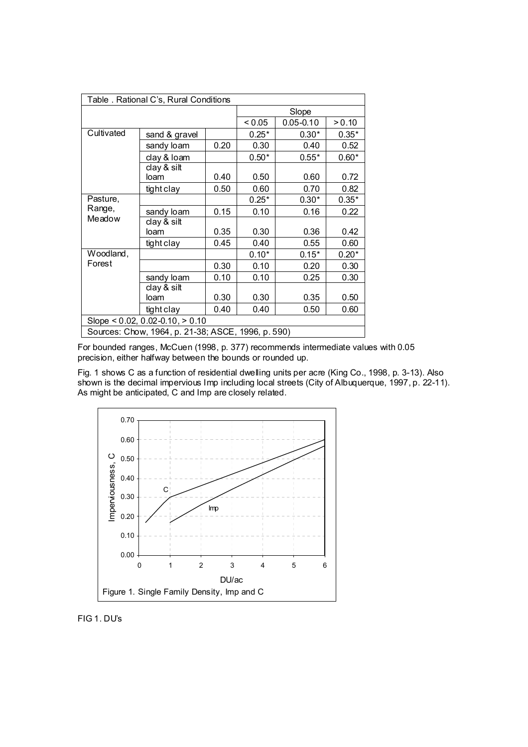| Table . Rational C's, Rural Conditions | | | | | |
|---|---|---|---|---|---|
| | | | Slope | | |
| | | | < 0.05 | 0.05-0.10 | > 0.10 |
| Cultivated | sand & gravel | | 0.25* | 0.30* | 0.35* |
| | sandy loam | 0.20 | 0.30 | 0.40 | 0.52 |
| | clay & loam | | 0.50* | 0.55* | 0.60* |
| | clay & silt loam | 0.40 | 0.50 | 0.60 | 0.72 |
| | tight clay | 0.50 | 0.60 | 0.70 | 0.82 |
| Pasture, Range, Meadow | | | 0.25* | 0.30* | 0.35* |
| | sandy loam | 0.15 | 0.10 | 0.16 | 0.22 |
| | clay & silt loam | 0.35 | 0.30 | 0.36 | 0.42 |
| | tight clay | 0.45 | 0.40 | 0.55 | 0.60 |
| Woodland, Forest | | | 0.10* | 0.15* | 0.20* |
| | | 0.30 | 0.10 | 0.20 | 0.30 |
| | sandy loam | 0.10 | 0.10 | 0.25 | 0.30 |
| | clay & silt loam | 0.30 | 0.30 | 0.35 | 0.50 |
| | tight clay | 0.40 | 0.40 | 0.50 | 0.60 |
| Slope < 0.02, 0.02-0.10, > 0.10 | | | | | |
| Sources: Chow, 1964, p. 21-38; ASCE, 1996, p. 590) | | | | | |

For bounded ranges, McCuen (1998, p. 377) recommends intermediate values with 0.05 precision, either halfway between the bounds or rounded up.

Fig. 1 shows C as a function of residential dwelling units per acre (King Co., 1998, p. 3-13). Also shown is the decimal impervious Imp including local streets (City of Albuquerque, 1997, p. 22-11). As might be anticipated, C and Imp are closely related.

Figure 1. Single Family Density, Imp and C

FIG 1. DU's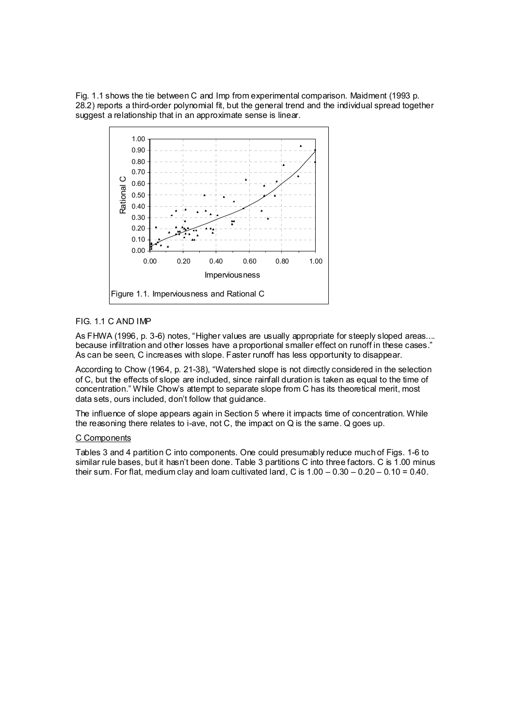Fig. 1.1 shows the tie between C and Imp from experimental comparison. Maidment (1993 p. 28.2) reports a third-order polynomial fit, but the general trend and the individual spread together suggest a relationship that in an approximate sense is linear.

Figure 1.1. Imperviousness and Rational C

FIG. 1.1 C AND IMP

As FHWA (1996, p. 3-6) notes, "Higher values are usually appropriate for steeply sloped areas.... because infiltration and other losses have a proportional smaller effect on runoff in these cases." As can be seen, C increases with slope. Faster runoff has less opportunity to disappear.

According to Chow (1964, p. 21-38), "Watershed slope is not directly considered in the selection of C, but the effects of slope are included, since rainfall duration is taken as equal to the time of concentration." While Chow's attempt to separate slope from C has its theoretical merit, most data sets, ours included, don't follow that guidance.

The influence of slope appears again in Section 5 where it impacts time of concentration. While the reasoning there relates to i-ave, not C, the impact on Q is the same. Q goes up.

<u>C Components</u>

Tables 3 and 4 partition C into components. One could presumably reduce much of Figs. 1-6 to similar rule bases, but it hasn't been done. Table 3 partitions C into three factors. C is 1.00 minus their sum. For flat, medium clay and loam cultivated land, C is 1.00 – 0.30 – 0.20 – 0.10 = 0.40.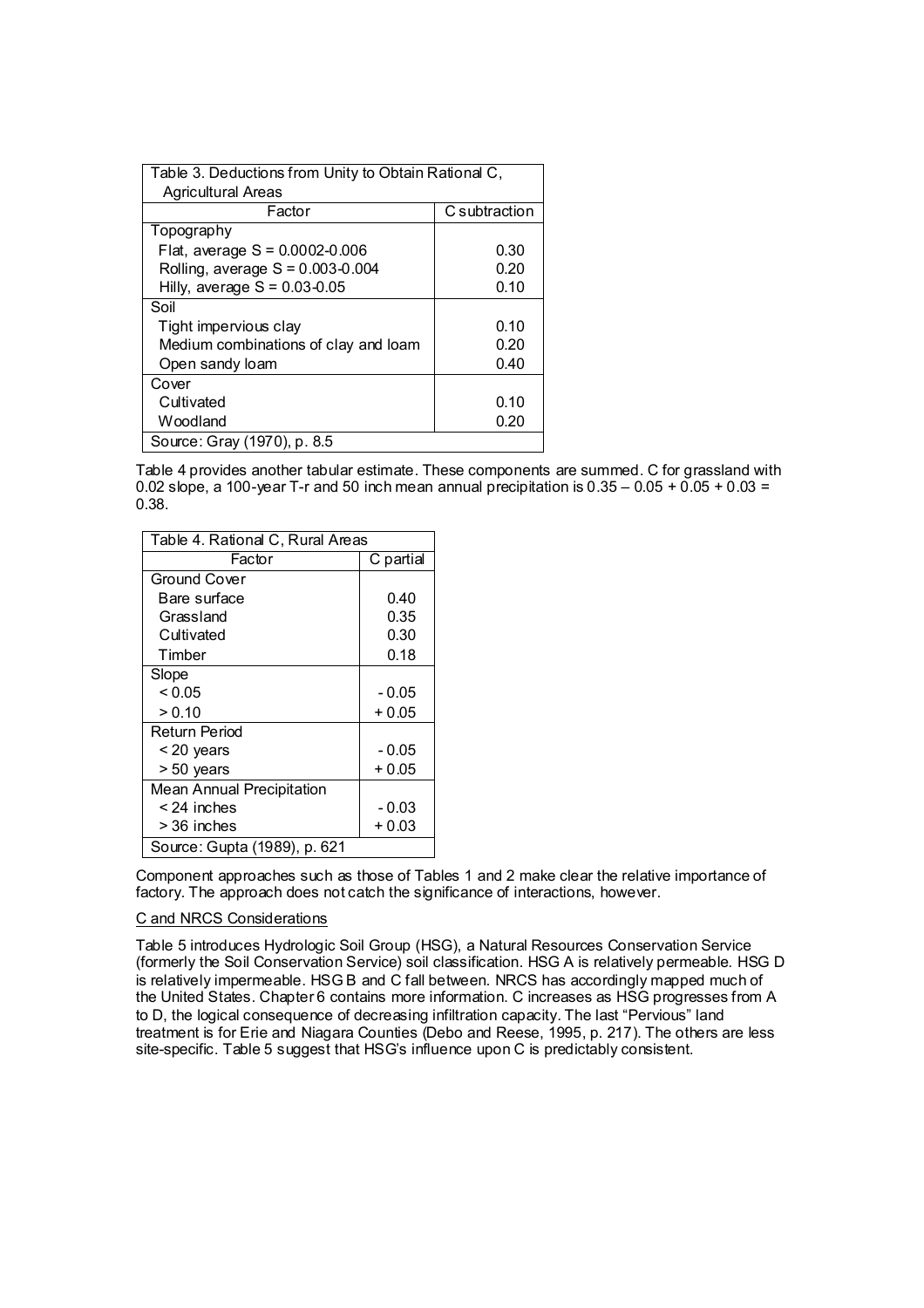| Table 3. Deductions from Unity to Obtain Rational C, Agricultural Areas | |
|---|---|
| Factor | C subtraction |
| Topography | |
| Flat, average S = 0.0002-0.006 | 0.30 |
| Rolling, average S = 0.003-0.004 | 0.20 |
| Hilly, average S = 0.03-0.05 | 0.10 |
| Soil | |
| Tight impervious clay | 0.10 |
| Medium combinations of clay and loam | 0.20 |
| Open sandy loam | 0.40 |
| Cover | |
| Cultivated | 0.10 |
| Woodland | 0.20 |
| Source: Gray (1970), p. 8.5 | |

Table 4 provides another tabular estimate. These components are summed. C for grassland with 0.02 slope, a 100-year T-r and 50 inch mean annual precipitation is 0.35 – 0.05 + 0.05 + 0.03 = 0.38.

| Table 4. Rational C, Rural Areas | |
|---|---|
| Factor | C partial |
| Ground Cover | |
| Bare surface | 0.40 |
| Grassland | 0.35 |
| Cultivated | 0.30 |
| Timber | 0.18 |
| Slope | |
| < 0.05 | - 0.05 |
| > 0.10 | + 0.05 |
| Return Period | |
| < 20 years | - 0.05 |
| > 50 years | + 0.05 |
| Mean Annual Precipitation | |
| < 24 inches | - 0.03 |
| > 36 inches | + 0.03 |
| Source: Gupta (1989), p. 621 | |

Component approaches such as those of Tables 1 and 2 make clear the relative importance of factory. The approach does not catch the significance of interactions, however.

C and NRCS Considerations

Table 5 introduces Hydrologic Soil Group (HSG), a Natural Resources Conservation Service (formerly the Soil Conservation Service) soil classification. HSG A is relatively permeable. HSG D is relatively impermeable. HSG B and C fall between. NRCS has accordingly mapped much of the United States. Chapter 6 contains more information. C increases as HSG progresses from A to D, the logical consequence of decreasing infiltration capacity. The last "Pervious" land treatment is for Erie and Niagara Counties (Debo and Reese, 1995, p. 217). The others are less site-specific. Table 5 suggest that HSG's influence upon C is predictably consistent.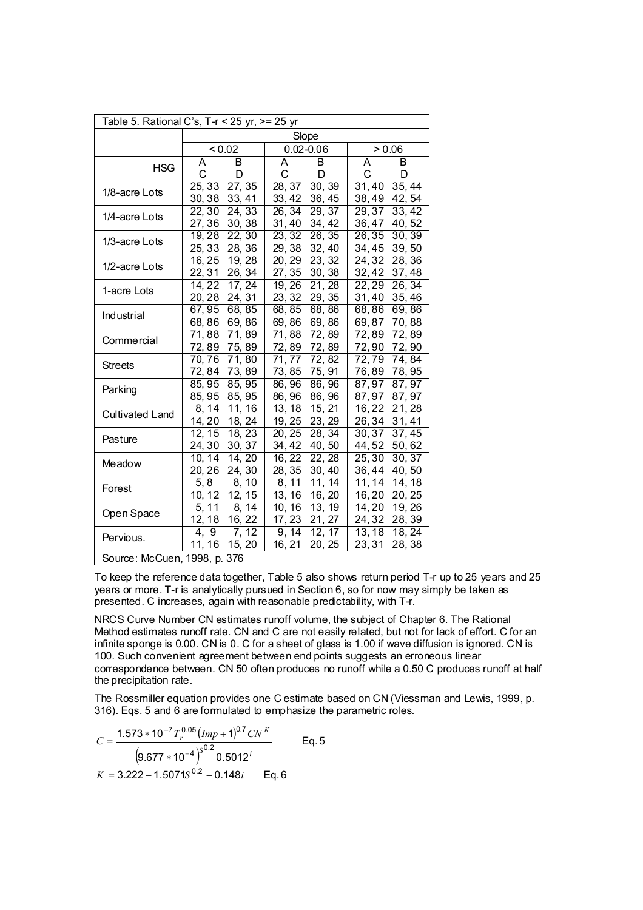| Table 5. Rational C's, T-r < 25 yr, >= 25 yr | | | | | | |
|---|---|---|---|---|---|---|
| | Slope | | | | | |
| | < 0.02 | | 0.02-0.06 | | > 0.06 | |
| HSG | A<br>C | B<br>D | A<br>C | B<br>D | A<br>C | B<br>D |
| 1/8-acre Lots | 25, 33<br>30, 38 | 27, 35<br>33, 41 | 28, 37<br>33, 42 | 30, 39<br>36, 45 | 31, 40<br>38, 49 | 35, 44<br>42, 54 |
| 1/4-acre Lots | 22, 30<br>27, 36 | 24, 33<br>30, 38 | 26, 34<br>31, 40 | 29, 37<br>34, 42 | 29, 37<br>36, 47 | 33, 42<br>40, 52 |
| 1/3-acre Lots | 19, 28<br>25, 33 | 22, 30<br>28, 36 | 23, 32<br>29, 38 | 26, 35<br>32, 40 | 26, 35<br>34, 45 | 30, 39<br>39, 50 |
| 1/2-acre Lots | 16, 25<br>22, 31 | 19, 28<br>26, 34 | 20, 29<br>27, 35 | 23, 32<br>30, 38 | 24, 32<br>32, 42 | 28, 36<br>37, 48 |
| 1-acre Lots | 14, 22<br>20, 28 | 17, 24<br>24, 31 | 19, 26<br>23, 32 | 21, 28<br>29, 35 | 22, 29<br>31, 40 | 26, 34<br>35, 46 |
| Industrial | 67, 95<br>68, 86 | 68, 85<br>69, 86 | 68, 85<br>69, 86 | 68, 86<br>69, 86 | 68, 86<br>69, 87 | 69, 86<br>70, 88 |
| Commercial | 71, 88<br>72, 89 | 71, 89<br>75, 89 | 71, 88<br>72, 89 | 72, 89<br>72, 89 | 72, 89<br>72, 90 | 72, 89<br>72, 90 |
| Streets | 70, 76<br>72, 84 | 71, 80<br>73, 89 | 71, 77<br>73, 85 | 72, 82<br>75, 91 | 72, 79<br>76, 89 | 74, 84<br>78, 95 |
| Parking | 85, 95<br>85, 95 | 85, 95<br>85, 95 | 86, 96<br>86, 96 | 86, 96<br>86, 96 | 87, 97<br>87, 97 | 87, 97<br>87, 97 |
| Cultivated Land | 8, 14<br>14, 20 | 11, 16<br>18, 24 | 13, 18<br>19, 25 | 15, 21<br>23, 29 | 16, 22<br>26, 34 | 21, 28<br>31, 41 |
| Pasture | 12, 15<br>24, 30 | 18, 23<br>30, 37 | 20, 25<br>34, 42 | 28, 34<br>40, 50 | 30, 37<br>44, 52 | 37, 45<br>50, 62 |
| Meadow | 10, 14<br>20, 26 | 14, 20<br>24, 30 | 16, 22<br>28, 35 | 22, 28<br>30, 40 | 25, 30<br>36, 44 | 30, 37<br>40, 50 |
| Forest | 5, 8<br>10, 12 | 8, 10<br>12, 15 | 8, 11<br>13, 16 | 11, 14<br>16, 20 | 11, 14<br>16, 20 | 14, 18<br>20, 25 |
| Open Space | 5, 11<br>12, 18 | 8, 14<br>16, 22 | 10, 16<br>17, 23 | 13, 19<br>21, 27 | 14, 20<br>24, 32 | 19, 26<br>28, 39 |
| Pervious. | 4, 9<br>11, 16 | 7, 12<br>15, 20 | 9, 14<br>16, 21 | 12, 17<br>20, 25 | 13, 18<br>23, 31 | 18, 24<br>28, 38 |
| Source: McCuen, 1998, p. 376 | | | | | | |

To keep the reference data together, Table 5 also shows return period T-r up to 25 years and 25 years or more. T-r is analytically pursued in Section 6, so for now may simply be taken as presented. C increases, again with reasonable predictability, with T-r.

NRCS Curve Number CN estimates runoff volume, the subject of Chapter 6. The Rational Method estimates runoff rate. CN and C are not easily related, but not for lack of effort. C for an infinite sponge is 0.00. CN is 0. C for a sheet of glass is 1.00 if wave diffusion is ignored. CN is 100. Such convenient agreement between end points suggests an erroneous linear correspondence between. CN 50 often produces no runoff while a 0.50 C produces runoff at half the precipitation rate.

The Rossmiller equation provides one C estimate based on CN (Viessman and Lewis, 1999, p. 316). Eqs. 5 and 6 are formulated to emphasize the parametric roles.

$$C = \frac{1.573 * 10^{-7} T_r^{0.05} (Imp + 1)^{0.7} CN^K}{\left(9.677 * 10^{-4}\right)^{S^{0.2}} 0.5012^i} \qquad \text{Eq. 5}$$

$$K = 3.222 - 1.5071 S^{0.2} - 0.148 i \qquad \text{Eq. 6}$$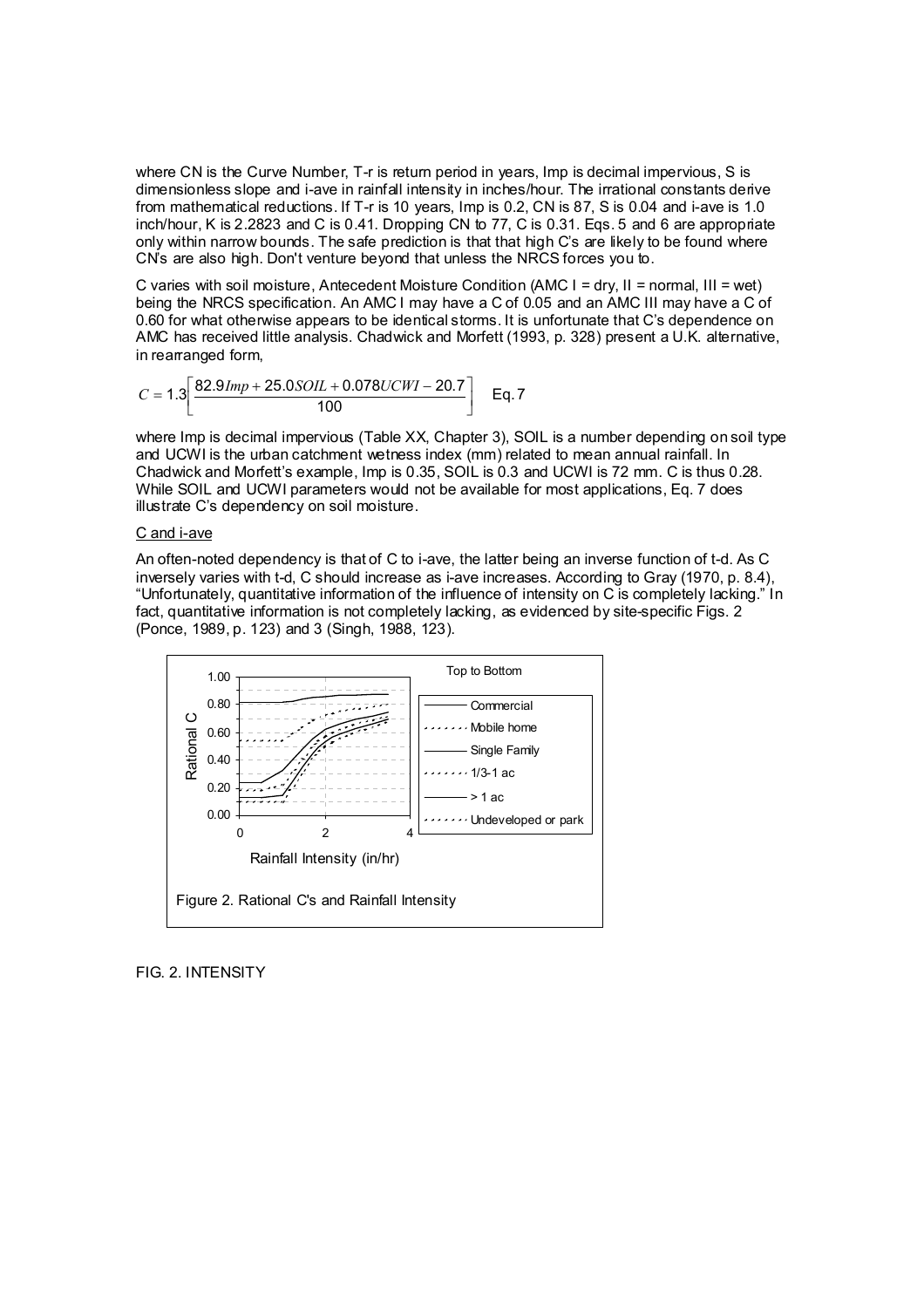where CN is the Curve Number, T-r is return period in years, Imp is decimal impervious, S is dimensionless slope and i-ave in rainfall intensity in inches/hour. The irrational constants derive from mathematical reductions. If T-r is 10 years, Imp is 0.2, CN is 87, S is 0.04 and i-ave is 1.0 inch/hour, K is 2.2823 and C is 0.41. Dropping CN to 77, C is 0.31. Eqs. 5 and 6 are appropriate only within narrow bounds. The safe prediction is that that high C's are likely to be found where CN's are also high. Don't venture beyond that unless the NRCS forces you to.

C varies with soil moisture, Antecedent Moisture Condition (AMC I = dry, II = normal, III = wet) being the NRCS specification. An AMC I may have a C of 0.05 and an AMC III may have a C of 0.60 for what otherwise appears to be identical storms. It is unfortunate that C's dependence on AMC has received little analysis. Chadwick and Morfett (1993, p. 328) present a U.K. alternative, in rearranged form,

$$C = 1.3\left[\frac{82.9Imp + 25.0SOIL + 0.078UCWI - 20.7}{100}\right] \quad \text{Eq. 7}$$

where Imp is decimal impervious (Table XX, Chapter 3), SOIL is a number depending on soil type and UCWI is the urban catchment wetness index (mm) related to mean annual rainfall. In Chadwick and Morfett's example, Imp is 0.35, SOIL is 0.3 and UCWI is 72 mm. C is thus 0.28. While SOIL and UCWI parameters would not be available for most applications, Eq. 7 does illustrate C's dependency on soil moisture.

C and i-ave

An often-noted dependency is that of C to i-ave, the latter being an inverse function of t-d. As C inversely varies with t-d, C should increase as i-ave increases. According to Gray (1970, p. 8.4), "Unfortunately, quantitative information of the influence of intensity on C is completely lacking." In fact, quantitative information is not completely lacking, as evidenced by site-specific Figs. 2 (Ponce, 1989, p. 123) and 3 (Singh, 1988, 123).

Figure 2. Rational C's and Rainfall Intensity

FIG. 2. INTENSITY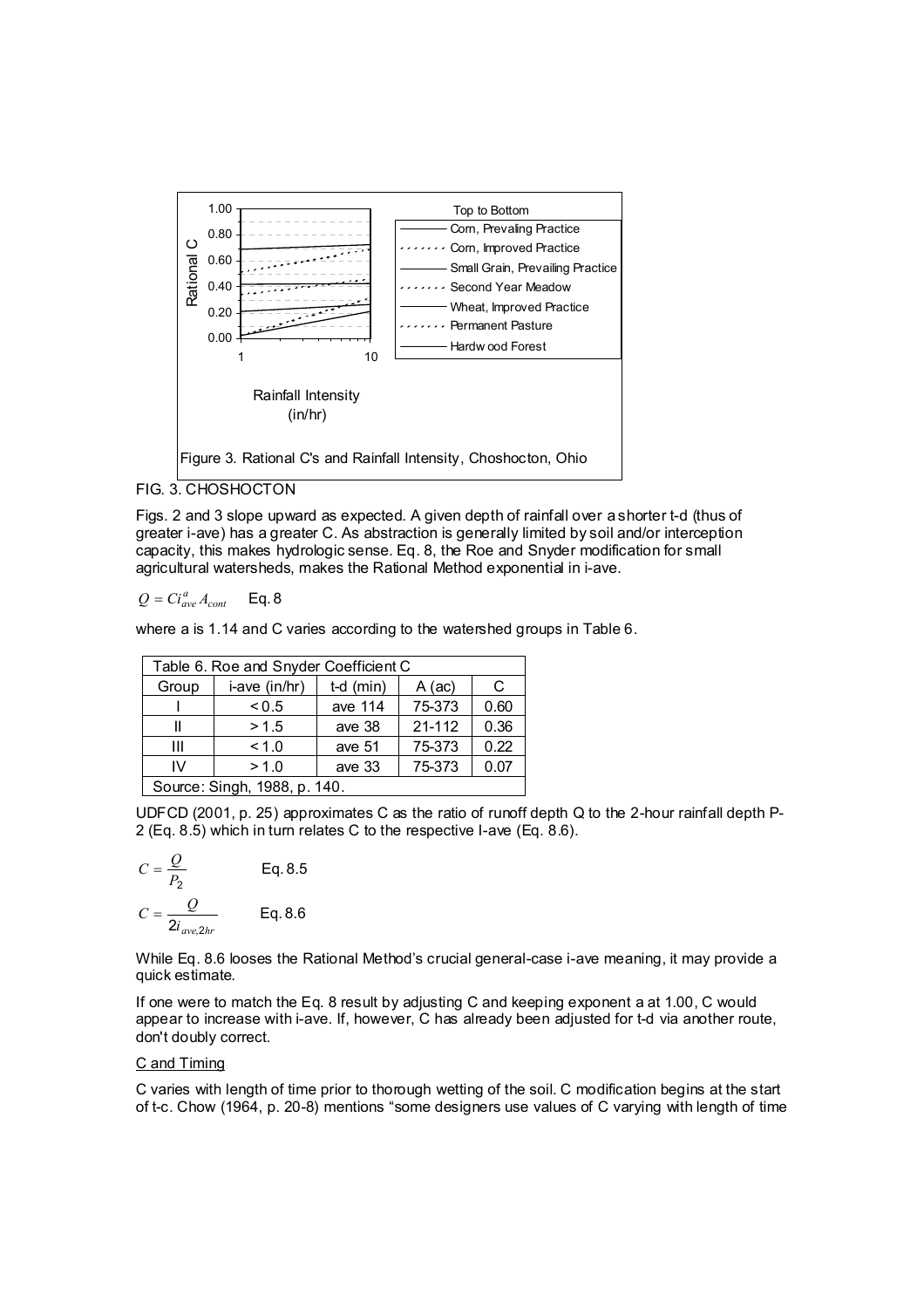Figure 3. Rational C's and Rainfall Intensity, Choshocton, Ohio

FIG. 3. CHOSHOCTON

Figs. 2 and 3 slope upward as expected. A given depth of rainfall over a shorter t-d (thus of greater i-ave) has a greater C. As abstraction is generally limited by soil and/or interception capacity, this makes hydrologic sense. Eq. 8, the Roe and Snyder modification for small agricultural watersheds, makes the Rational Method exponential in i-ave.

$$Q = C i_{ave}^{a} A_{cont} \quad \text{Eq. 8}$$

where a is 1.14 and C varies according to the watershed groups in Table 6.

| Table 6. Roe and Snyder Coefficient C | | | | |
|---|---|---|---|---|
| Group | i-ave (in/hr) | t-d (min) | A (ac) | C |
| I | < 0.5 | ave 114 | 75-373 | 0.60 |
| II | > 1.5 | ave 38 | 21-112 | 0.36 |
| III | < 1.0 | ave 51 | 75-373 | 0.22 |
| IV | > 1.0 | ave 33 | 75-373 | 0.07 |
| Source: Singh, 1988, p. 140. | | | | |

UDFCD (2001, p. 25) approximates C as the ratio of runoff depth Q to the 2-hour rainfall depth P-2 (Eq. 8.5) which in turn relates C to the respective I-ave (Eq. 8.6).

$$C = \frac{Q}{P_2} \quad \text{Eq. 8.5}$$

$$C = \frac{Q}{2 i_{ave,2hr}} \quad \text{Eq. 8.6}$$

While Eq. 8.6 looses the Rational Method's crucial general-case i-ave meaning, it may provide a quick estimate.

If one were to match the Eq. 8 result by adjusting C and keeping exponent a at 1.00, C would appear to increase with i-ave. If, however, C has already been adjusted for t-d via another route, don't doubly correct.

C and Timing

C varies with length of time prior to thorough wetting of the soil. C modification begins at the start of t-c. Chow (1964, p. 20-8) mentions "some designers use values of C varying with length of time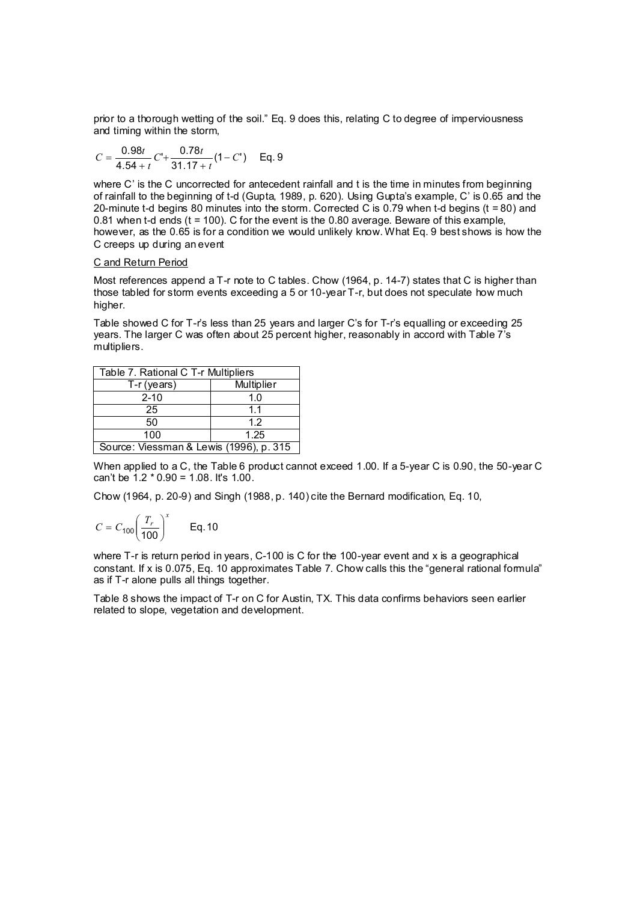prior to a thorough wetting of the soil." Eq. 9 does this, relating C to degree of imperviousness and timing within the storm,

$$C = \frac{0.98t}{4.54 + t}C' + \frac{0.78t}{31.17 + t}(1 - C') \quad \text{Eq. 9}$$

where C' is the C uncorrected for antecedent rainfall and t is the time in minutes from beginning of rainfall to the beginning of t-d (Gupta, 1989, p. 620). Using Gupta's example, C' is 0.65 and the 20-minute t-d begins 80 minutes into the storm. Corrected C is 0.79 when t-d begins (t = 80) and 0.81 when t-d ends (t = 100). C for the event is the 0.80 average. Beware of this example, however, as the 0.65 is for a condition we would unlikely know. What Eq. 9 best shows is how the C creeps up during an event

C and Return Period

Most references append a T-r note to C tables. Chow (1964, p. 14-7) states that C is higher than those tabled for storm events exceeding a 5 or 10-year T-r, but does not speculate how much higher.

Table showed C for T-r's less than 25 years and larger C's for T-r's equalling or exceeding 25 years. The larger C was often about 25 percent higher, reasonably in accord with Table 7's multipliers.

| Table 7. Rational C T-r Multipliers | |
|---|---|
| T-r (years) | Multiplier |
| 2-10 | 1.0 |
| 25 | 1.1 |
| 50 | 1.2 |
| 100 | 1.25 |
| Source: Viessman & Lewis (1996), p. 315 | |

When applied to a C, the Table 6 product cannot exceed 1.00. If a 5-year C is 0.90, the 50-year C can't be 1.2 * 0.90 = 1.08. It's 1.00.

Chow (1964, p. 20-9) and Singh (1988, p. 140) cite the Bernard modification, Eq. 10,

$$C = C_{100}\left(\frac{T_r}{100}\right)^x \quad \text{Eq. 10}$$

where T-r is return period in years, C-100 is C for the 100-year event and x is a geographical constant. If x is 0.075, Eq. 10 approximates Table 7. Chow calls this the "general rational formula" as if T-r alone pulls all things together.

Table 8 shows the impact of T-r on C for Austin, TX. This data confirms behaviors seen earlier related to slope, vegetation and development.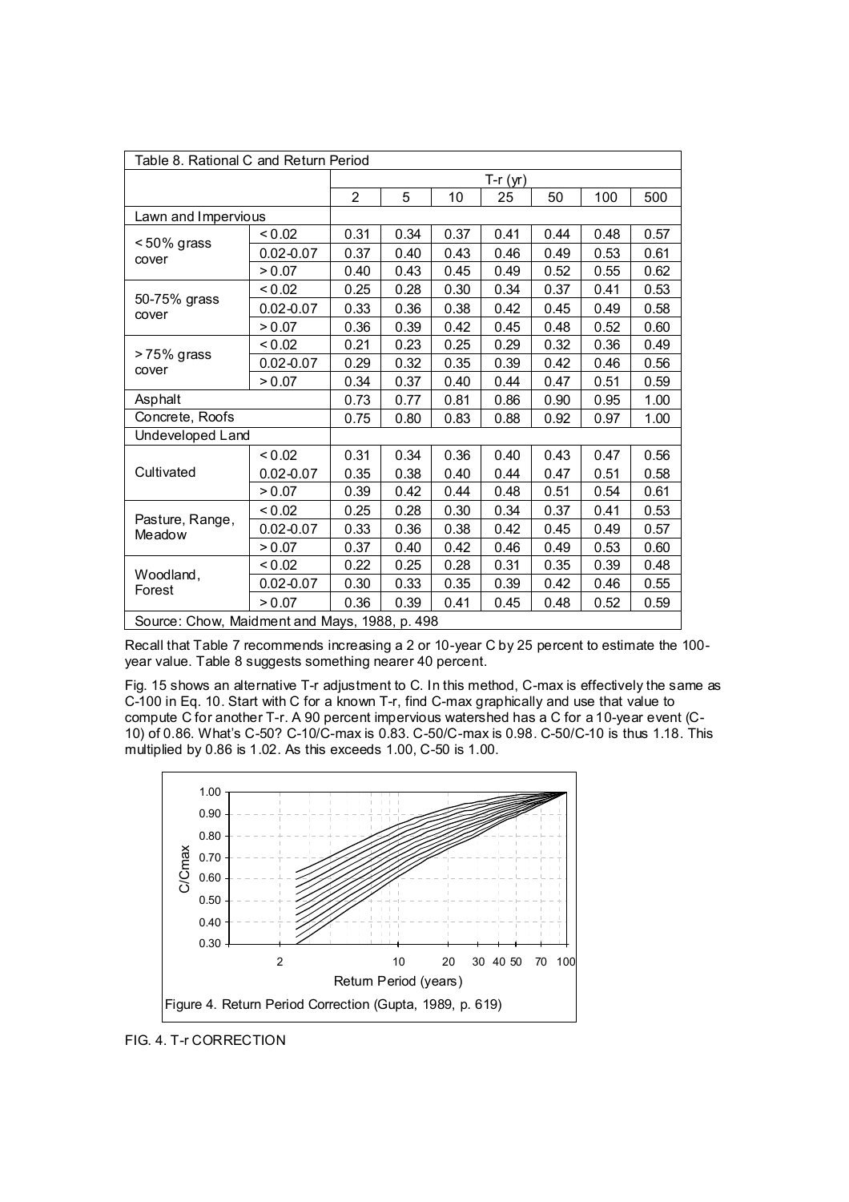| Table 8. Rational C and Return Period | | | | | | | | |
|---|---|---|---|---|---|---|---|---|
| | | T-r (yr) | | | | | | |
| | | 2 | 5 | 10 | 25 | 50 | 100 | 500 |
| Lawn and Impervious | | | | | | | | |
| < 50% grass cover | < 0.02 | 0.31 | 0.34 | 0.37 | 0.41 | 0.44 | 0.48 | 0.57 |
| | 0.02-0.07 | 0.37 | 0.40 | 0.43 | 0.46 | 0.49 | 0.53 | 0.61 |
| | > 0.07 | 0.40 | 0.43 | 0.45 | 0.49 | 0.52 | 0.55 | 0.62 |
| 50-75% grass cover | < 0.02 | 0.25 | 0.28 | 0.30 | 0.34 | 0.37 | 0.41 | 0.53 |
| | 0.02-0.07 | 0.33 | 0.36 | 0.38 | 0.42 | 0.45 | 0.49 | 0.58 |
| | > 0.07 | 0.36 | 0.39 | 0.42 | 0.45 | 0.48 | 0.52 | 0.60 |
| > 75% grass cover | < 0.02 | 0.21 | 0.23 | 0.25 | 0.29 | 0.32 | 0.36 | 0.49 |
| | 0.02-0.07 | 0.29 | 0.32 | 0.35 | 0.39 | 0.42 | 0.46 | 0.56 |
| | > 0.07 | 0.34 | 0.37 | 0.40 | 0.44 | 0.47 | 0.51 | 0.59 |
| Asphalt | | 0.73 | 0.77 | 0.81 | 0.86 | 0.90 | 0.95 | 1.00 |
| Concrete, Roofs | | 0.75 | 0.80 | 0.83 | 0.88 | 0.92 | 0.97 | 1.00 |
| Undeveloped Land | | | | | | | | |
| Cultivated | < 0.02 | 0.31 | 0.34 | 0.36 | 0.40 | 0.43 | 0.47 | 0.56 |
| | 0.02-0.07 | 0.35 | 0.38 | 0.40 | 0.44 | 0.47 | 0.51 | 0.58 |
| | > 0.07 | 0.39 | 0.42 | 0.44 | 0.48 | 0.51 | 0.54 | 0.61 |
| Pasture, Range, Meadow | < 0.02 | 0.25 | 0.28 | 0.30 | 0.34 | 0.37 | 0.41 | 0.53 |
| | 0.02-0.07 | 0.33 | 0.36 | 0.38 | 0.42 | 0.45 | 0.49 | 0.57 |
| | > 0.07 | 0.37 | 0.40 | 0.42 | 0.46 | 0.49 | 0.53 | 0.60 |
| Woodland, Forest | < 0.02 | 0.22 | 0.25 | 0.28 | 0.31 | 0.35 | 0.39 | 0.48 |
| | 0.02-0.07 | 0.30 | 0.33 | 0.35 | 0.39 | 0.42 | 0.46 | 0.55 |
| | > 0.07 | 0.36 | 0.39 | 0.41 | 0.45 | 0.48 | 0.52 | 0.59 |
| Source: Chow, Maidment and Mays, 1988, p. 498 | | | | | | | | |

Recall that Table 7 recommends increasing a 2 or 10-year C by 25 percent to estimate the 100-year value. Table 8 suggests something nearer 40 percent.

Fig. 15 shows an alternative T-r adjustment to C. In this method, C-max is effectively the same as C-100 in Eq. 10. Start with C for a known T-r, find C-max graphically and use that value to compute C for another T-r. A 90 percent impervious watershed has a C for a 10-year event (C-10) of 0.86. What's C-50? C-10/C-max is 0.83. C-50/C-max is 0.98. C-50/C-10 is thus 1.18. This multiplied by 0.86 is 1.02. As this exceeds 1.00, C-50 is 1.00.

Figure 4. Return Period Correction (Gupta, 1989, p. 619)

FIG. 4. T-r CORRECTION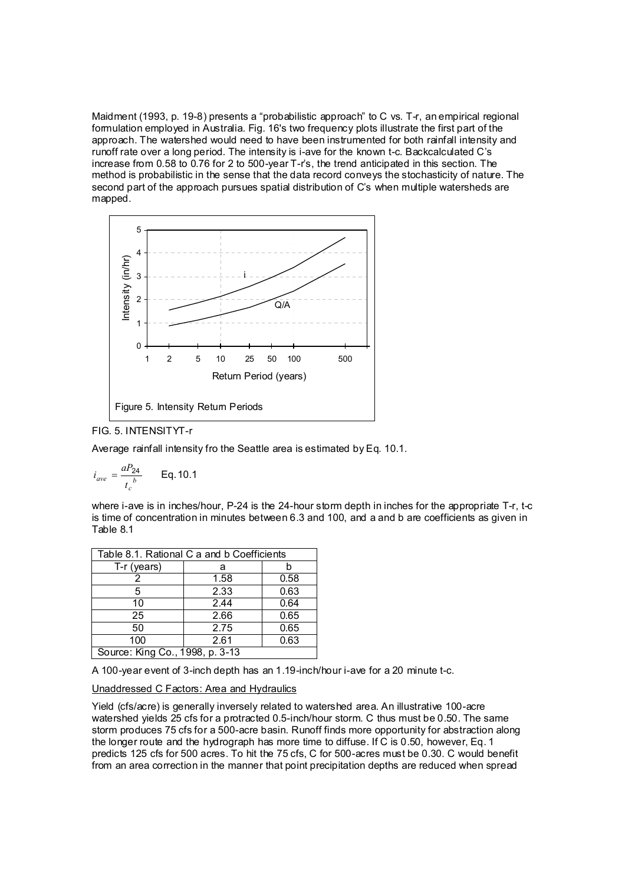Maidment (1993, p. 19-8) presents a "probabilistic approach" to C vs. T-r, an empirical regional formulation employed in Australia. Fig. 16's two frequency plots illustrate the first part of the approach. The watershed would need to have been instrumented for both rainfall intensity and runoff rate over a long period. The intensity is i-ave for the known t-c. Backcalculated C's increase from 0.58 to 0.76 for 2 to 500-year T-r's, the trend anticipated in this section. The method is probabilistic in the sense that the data record conveys the stochasticity of nature. The second part of the approach pursues spatial distribution of C's when multiple watersheds are mapped.

Figure 5. Intensity Return Periods

FIG. 5. INTENSITYT-r

Average rainfall intensity fro the Seattle area is estimated by Eq. 10.1.

$$i_{ave} = \frac{aP_{24}}{t_c^{\ b}} \qquad \text{Eq. 10.1}$$

where i-ave is in inches/hour, P-24 is the 24-hour storm depth in inches for the appropriate T-r, t-c is time of concentration in minutes between 6.3 and 100, and a and b are coefficients as given in Table 8.1

| Table 8.1. Rational C a and b Coefficients | | |
|---|---|---|
| T-r (years) | a | b |
| 2 | 1.58 | 0.58 |
| 5 | 2.33 | 0.63 |
| 10 | 2.44 | 0.64 |
| 25 | 2.66 | 0.65 |
| 50 | 2.75 | 0.65 |
| 100 | 2.61 | 0.63 |
| Source: King Co., 1998, p. 3-13 | | |

A 100-year event of 3-inch depth has an 1.19-inch/hour i-ave for a 20 minute t-c.

<u>Unaddressed C Factors: Area and Hydraulics</u>

Yield (cfs/acre) is generally inversely related to watershed area. An illustrative 100-acre watershed yields 25 cfs for a protracted 0.5-inch/hour storm. C thus must be 0.50. The same storm produces 75 cfs for a 500-acre basin. Runoff finds more opportunity for abstraction along the longer route and the hydrograph has more time to diffuse. If C is 0.50, however, Eq. 1 predicts 125 cfs for 500 acres. To hit the 75 cfs, C for 500-acres must be 0.30. C would benefit from an area correction in the manner that point precipitation depths are reduced when spread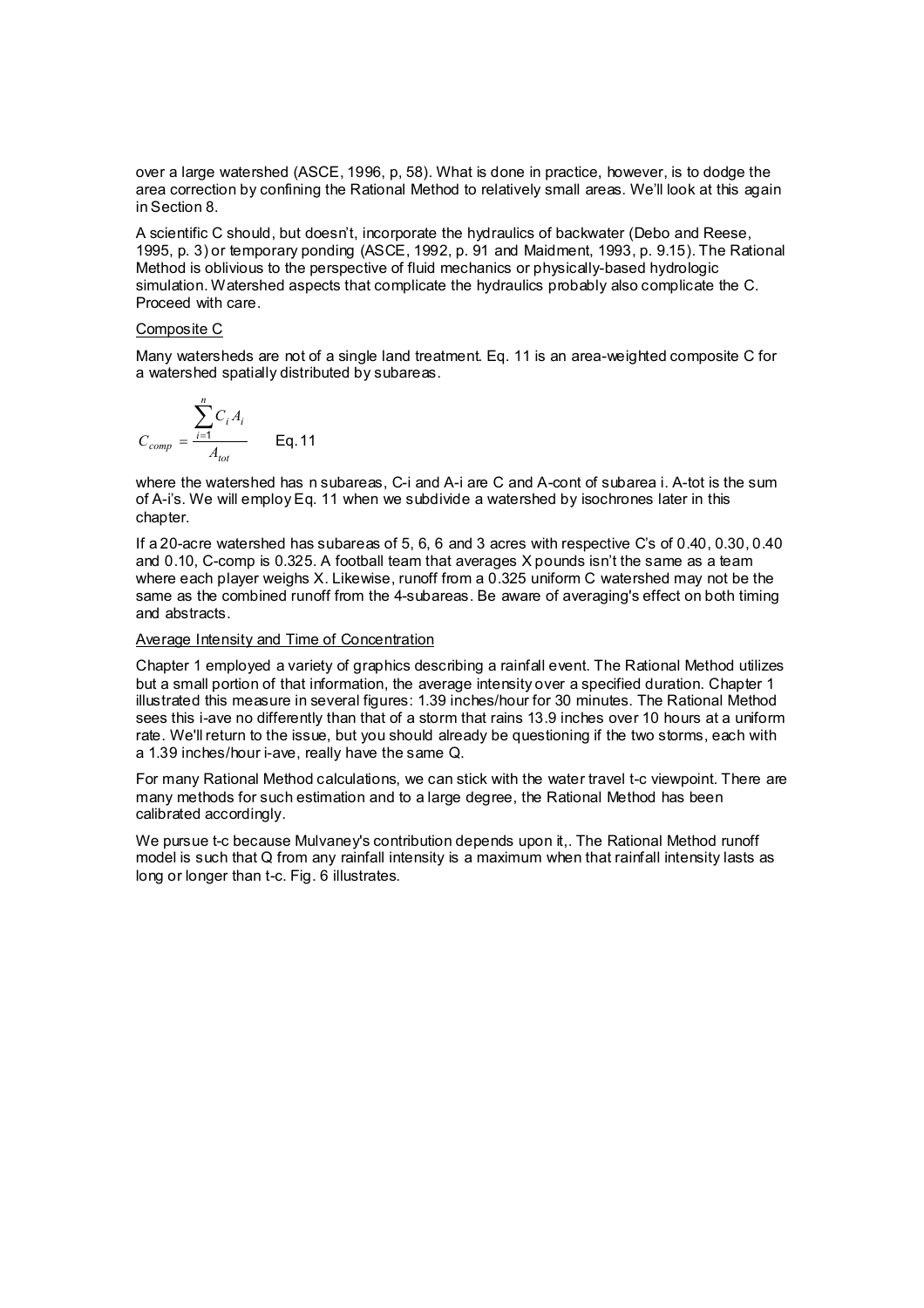over a large watershed (ASCE, 1996, p, 58). What is done in practice, however, is to dodge the area correction by confining the Rational Method to relatively small areas. We'll look at this again in Section 8.

A scientific C should, but doesn't, incorporate the hydraulics of backwater (Debo and Reese, 1995, p. 3) or temporary ponding (ASCE, 1992, p. 91 and Maidment, 1993, p. 9.15). The Rational Method is oblivious to the perspective of fluid mechanics or physically-based hydrologic simulation. Watershed aspects that complicate the hydraulics probably also complicate the C. Proceed with care.

Composite C

Many watersheds are not of a single land treatment. Eq. 11 is an area-weighted composite C for a watershed spatially distributed by subareas.

$$C_{comp} = \frac{\sum_{i=1}^{n} C_i A_i}{A_{tot}} \qquad \text{Eq. 11}$$

where the watershed has n subareas, C-i and A-i are C and A-cont of subarea i. A-tot is the sum of A-i's. We will employ Eq. 11 when we subdivide a watershed by isochrones later in this chapter.

If a 20-acre watershed has subareas of 5, 6, 6 and 3 acres with respective C's of 0.40, 0.30, 0.40 and 0.10, C-comp is 0.325. A football team that averages X pounds isn't the same as a team where each player weighs X. Likewise, runoff from a 0.325 uniform C watershed may not be the same as the combined runoff from the 4-subareas. Be aware of averaging's effect on both timing and abstracts.

Average Intensity and Time of Concentration

Chapter 1 employed a variety of graphics describing a rainfall event. The Rational Method utilizes but a small portion of that information, the average intensity over a specified duration. Chapter 1 illustrated this measure in several figures: 1.39 inches/hour for 30 minutes. The Rational Method sees this i-ave no differently than that of a storm that rains 13.9 inches over 10 hours at a uniform rate. We'll return to the issue, but you should already be questioning if the two storms, each with a 1.39 inches/hour i-ave, really have the same Q.

For many Rational Method calculations, we can stick with the water travel t-c viewpoint. There are many methods for such estimation and to a large degree, the Rational Method has been calibrated accordingly.

We pursue t-c because Mulvaney's contribution depends upon it,. The Rational Method runoff model is such that Q from any rainfall intensity is a maximum when that rainfall intensity lasts as long or longer than t-c. Fig. 6 illustrates.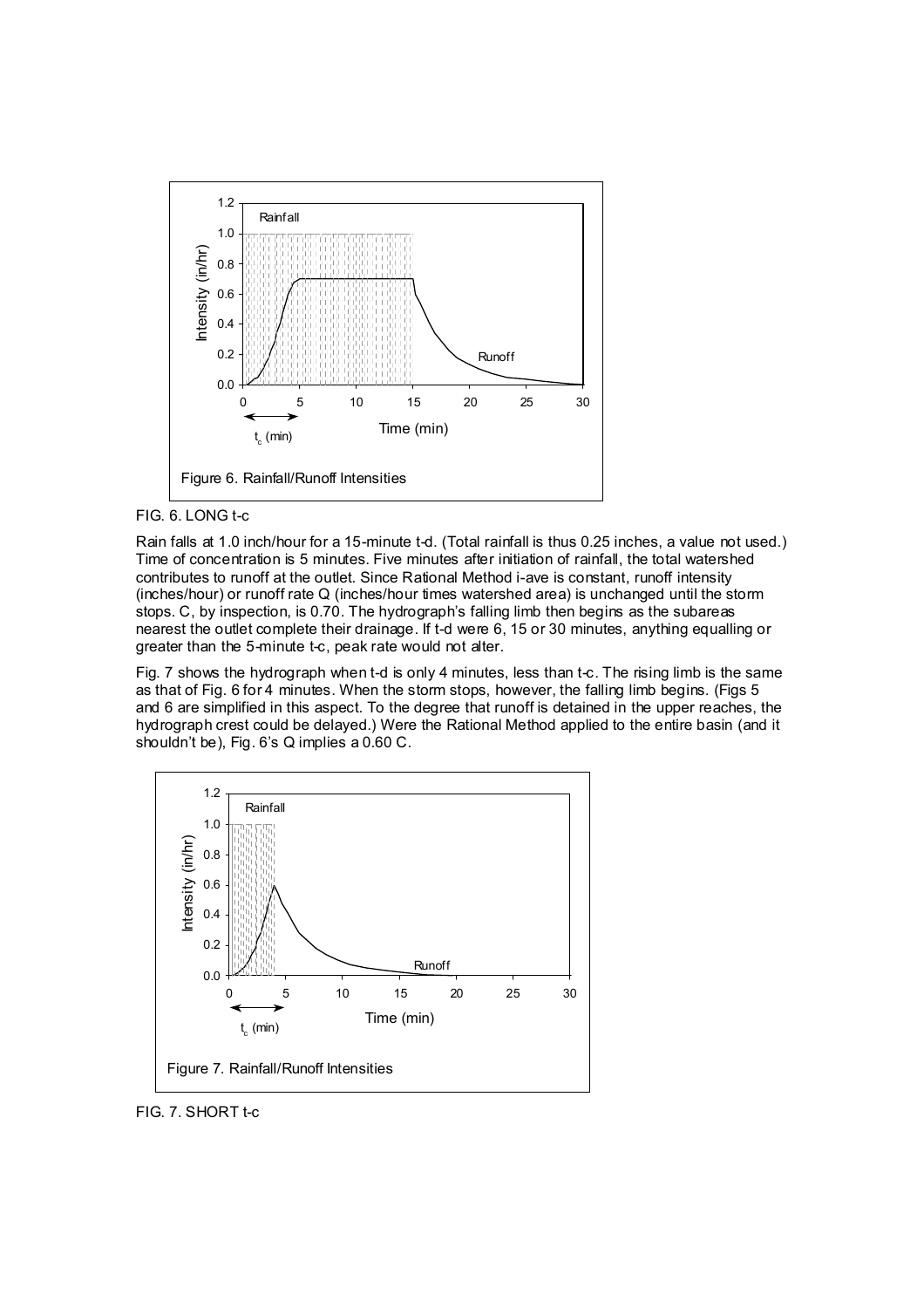FIG. 6. LONG t-c

Rain falls at 1.0 inch/hour for a 15-minute t-d. (Total rainfall is thus 0.25 inches, a value not used.) Time of concentration is 5 minutes. Five minutes after initiation of rainfall, the total watershed contributes to runoff at the outlet. Since Rational Method i-ave is constant, runoff intensity (inches/hour) or runoff rate Q (inches/hour times watershed area) is unchanged until the storm stops. C, by inspection, is 0.70. The hydrograph's falling limb then begins as the subareas nearest the outlet complete their drainage. If t-d were 6, 15 or 30 minutes, anything equalling or greater than the 5-minute t-c, peak rate would not alter.

Fig. 7 shows the hydrograph when t-d is only 4 minutes, less than t-c. The rising limb is the same as that of Fig. 6 for 4 minutes. When the storm stops, however, the falling limb begins. (Figs 5 and 6 are simplified in this aspect. To the degree that runoff is detained in the upper reaches, the hydrograph crest could be delayed.) Were the Rational Method applied to the entire basin (and it shouldn't be), Fig. 6's Q implies a 0.60 C.

FIG. 7. SHORT t-c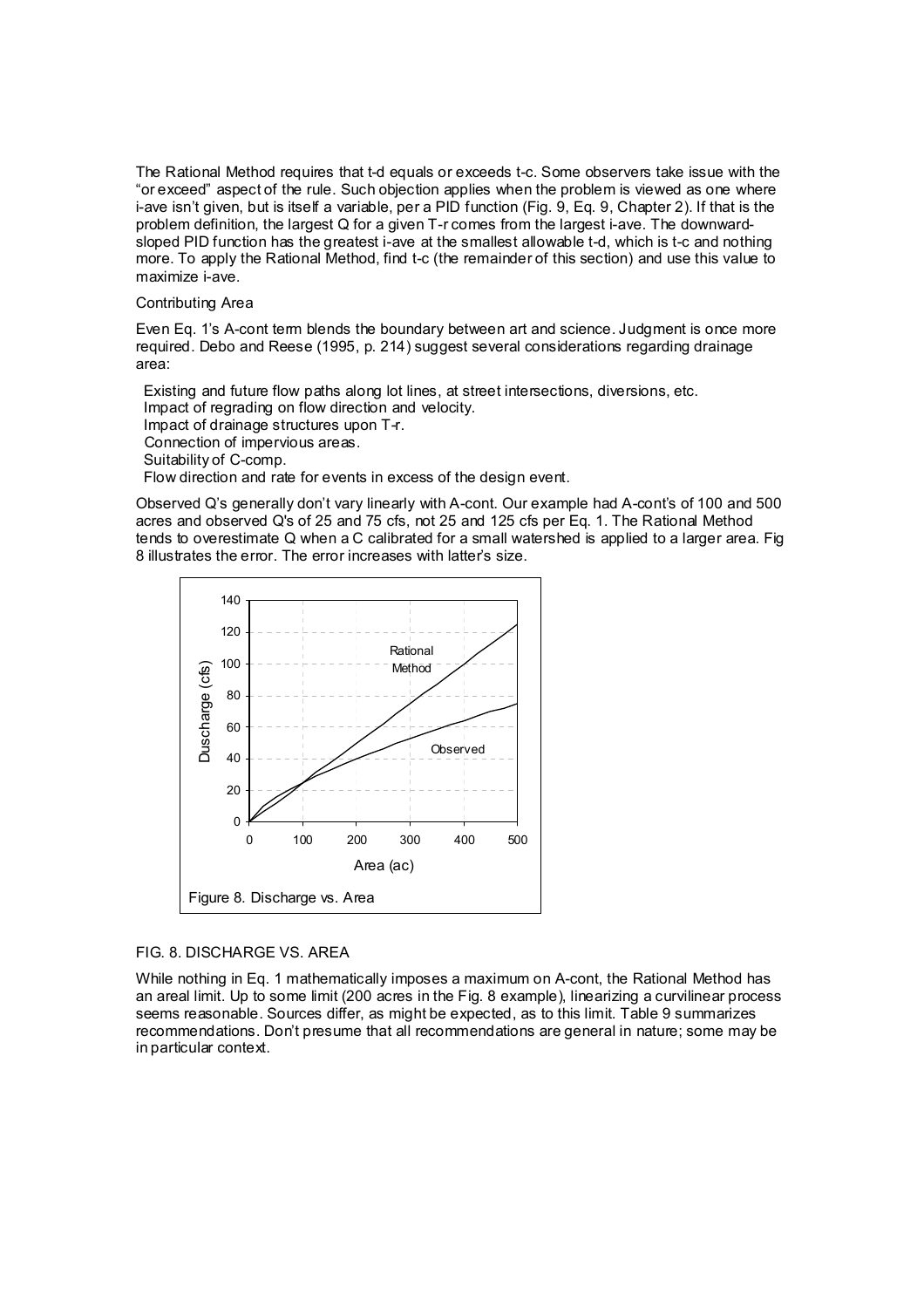The Rational Method requires that t-d equals or exceeds t-c. Some observers take issue with the "or exceed" aspect of the rule. Such objection applies when the problem is viewed as one where i-ave isn't given, but is itself a variable, per a PID function (Fig. 9, Eq. 9, Chapter 2). If that is the problem definition, the largest Q for a given T-r comes from the largest i-ave. The downward-sloped PID function has the greatest i-ave at the smallest allowable t-d, which is t-c and nothing more. To apply the Rational Method, find t-c (the remainder of this section) and use this value to maximize i-ave.

Contributing Area

Even Eq. 1's A-cont term blends the boundary between art and science. Judgment is once more required. Debo and Reese (1995, p. 214) suggest several considerations regarding drainage area:

- Existing and future flow paths along lot lines, at street intersections, diversions, etc.
- Impact of regrading on flow direction and velocity.
- Impact of drainage structures upon T-r.
- Connection of impervious areas.
- Suitability of C-comp.
- Flow direction and rate for events in excess of the design event.

Observed Q's generally don't vary linearly with A-cont. Our example had A-cont's of 100 and 500 acres and observed Q's of 25 and 75 cfs, not 25 and 125 cfs per Eq. 1. The Rational Method tends to overestimate Q when a C calibrated for a small watershed is applied to a larger area. Fig 8 illustrates the error. The error increases with latter's size.

Figure 8. Discharge vs. Area

FIG. 8. DISCHARGE VS. AREA

While nothing in Eq. 1 mathematically imposes a maximum on A-cont, the Rational Method has an areal limit. Up to some limit (200 acres in the Fig. 8 example), linearizing a curvilinear process seems reasonable. Sources differ, as might be expected, as to this limit. Table 9 summarizes recommendations. Don't presume that all recommendations are general in nature; some may be in particular context.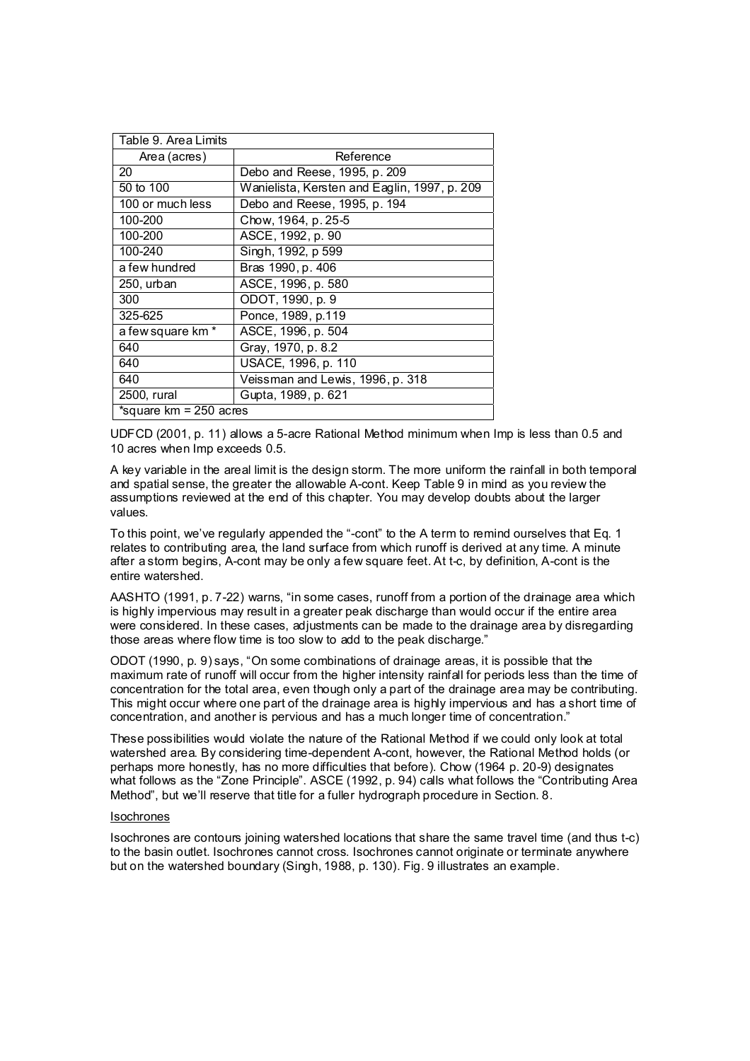| Table 9. Area Limits | |
|---|---|
| Area (acres) | Reference |
| 20 | Debo and Reese, 1995, p. 209 |
| 50 to 100 | Wanielista, Kersten and Eaglin, 1997, p. 209 |
| 100 or much less | Debo and Reese, 1995, p. 194 |
| 100-200 | Chow, 1964, p. 25-5 |
| 100-200 | ASCE, 1992, p. 90 |
| 100-240 | Singh, 1992, p 599 |
| a few hundred | Bras 1990, p. 406 |
| 250, urban | ASCE, 1996, p. 580 |
| 300 | ODOT, 1990, p. 9 |
| 325-625 | Ponce, 1989, p.119 |
| a few square km * | ASCE, 1996, p. 504 |
| 640 | Gray, 1970, p. 8.2 |
| 640 | USACE, 1996, p. 110 |
| 640 | Veissman and Lewis, 1996, p. 318 |
| 2500, rural | Gupta, 1989, p. 621 |
| *square km = 250 acres | |

UDFCD (2001, p. 11) allows a 5-acre Rational Method minimum when Imp is less than 0.5 and 10 acres when Imp exceeds 0.5.

A key variable in the areal limit is the design storm. The more uniform the rainfall in both temporal and spatial sense, the greater the allowable A-cont. Keep Table 9 in mind as you review the assumptions reviewed at the end of this chapter. You may develop doubts about the larger values.

To this point, we've regularly appended the "-cont" to the A term to remind ourselves that Eq. 1 relates to contributing area, the land surface from which runoff is derived at any time. A minute after a storm begins, A-cont may be only a few square feet. At t-c, by definition, A-cont is the entire watershed.

AASHTO (1991, p. 7-22) warns, "in some cases, runoff from a portion of the drainage area which is highly impervious may result in a greater peak discharge than would occur if the entire area were considered. In these cases, adjustments can be made to the drainage area by disregarding those areas where flow time is too slow to add to the peak discharge."

ODOT (1990, p. 9) says, "On some combinations of drainage areas, it is possible that the maximum rate of runoff will occur from the higher intensity rainfall for periods less than the time of concentration for the total area, even though only a part of the drainage area may be contributing. This might occur where one part of the drainage area is highly impervious and has a short time of concentration, and another is pervious and has a much longer time of concentration."

These possibilities would violate the nature of the Rational Method if we could only look at total watershed area. By considering time-dependent A-cont, however, the Rational Method holds (or perhaps more honestly, has no more difficulties that before). Chow (1964 p. 20-9) designates what follows as the "Zone Principle". ASCE (1992, p. 94) calls what follows the "Contributing Area Method", but we'll reserve that title for a fuller hydrograph procedure in Section. 8.

Isochrones

Isochrones are contours joining watershed locations that share the same travel time (and thus t-c) to the basin outlet. Isochrones cannot cross. Isochrones cannot originate or terminate anywhere but on the watershed boundary (Singh, 1988, p. 130). Fig. 9 illustrates an example.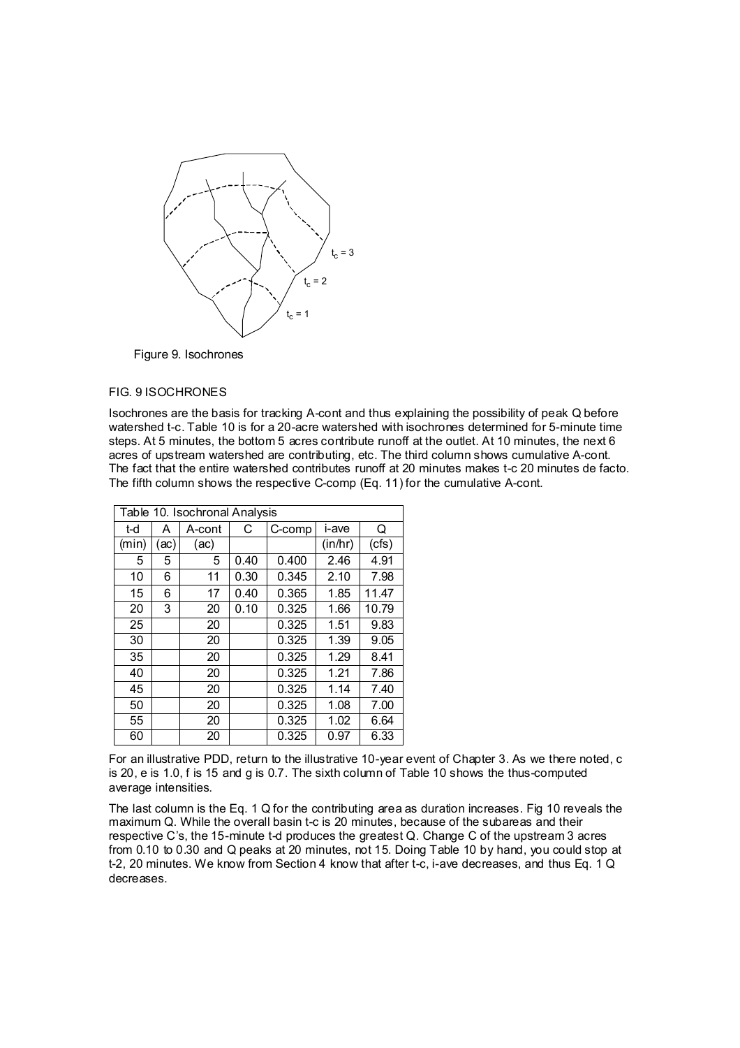Figure 9. Isochrones

FIG. 9 ISOCHRONES

Isochrones are the basis for tracking A-cont and thus explaining the possibility of peak Q before watershed t-c. Table 10 is for a 20-acre watershed with isochrones determined for 5-minute time steps. At 5 minutes, the bottom 5 acres contribute runoff at the outlet. At 10 minutes, the next 6 acres of upstream watershed are contributing, etc. The third column shows cumulative A-cont. The fact that the entire watershed contributes runoff at 20 minutes makes t-c 20 minutes de facto. The fifth column shows the respective C-comp (Eq. 11) for the cumulative A-cont.

| Table 10. Isochronal Analysis | | | | | | |
|---|---|---|---|---|---|---|
| t-d | A | A-cont | C | C-comp | i-ave | Q |
| (min) | (ac) | (ac) | | | (in/hr) | (cfs) |
| 5 | 5 | 5 | 0.40 | 0.400 | 2.46 | 4.91 |
| 10 | 6 | 11 | 0.30 | 0.345 | 2.10 | 7.98 |
| 15 | 6 | 17 | 0.40 | 0.365 | 1.85 | 11.47 |
| 20 | 3 | 20 | 0.10 | 0.325 | 1.66 | 10.79 |
| 25 | | 20 | | 0.325 | 1.51 | 9.83 |
| 30 | | 20 | | 0.325 | 1.39 | 9.05 |
| 35 | | 20 | | 0.325 | 1.29 | 8.41 |
| 40 | | 20 | | 0.325 | 1.21 | 7.86 |
| 45 | | 20 | | 0.325 | 1.14 | 7.40 |
| 50 | | 20 | | 0.325 | 1.08 | 7.00 |
| 55 | | 20 | | 0.325 | 1.02 | 6.64 |
| 60 | | 20 | | 0.325 | 0.97 | 6.33 |

For an illustrative PDD, return to the illustrative 10-year event of Chapter 3. As we there noted, c is 20, e is 1.0, f is 15 and g is 0.7. The sixth column of Table 10 shows the thus-computed average intensities.

The last column is the Eq. 1 Q for the contributing area as duration increases. Fig 10 reveals the maximum Q. While the overall basin t-c is 20 minutes, because of the subareas and their respective C's, the 15-minute t-d produces the greatest Q. Change C of the upstream 3 acres from 0.10 to 0.30 and Q peaks at 20 minutes, not 15. Doing Table 10 by hand, you could stop at t-2, 20 minutes. We know from Section 4 know that after t-c, i-ave decreases, and thus Eq. 1 Q decreases.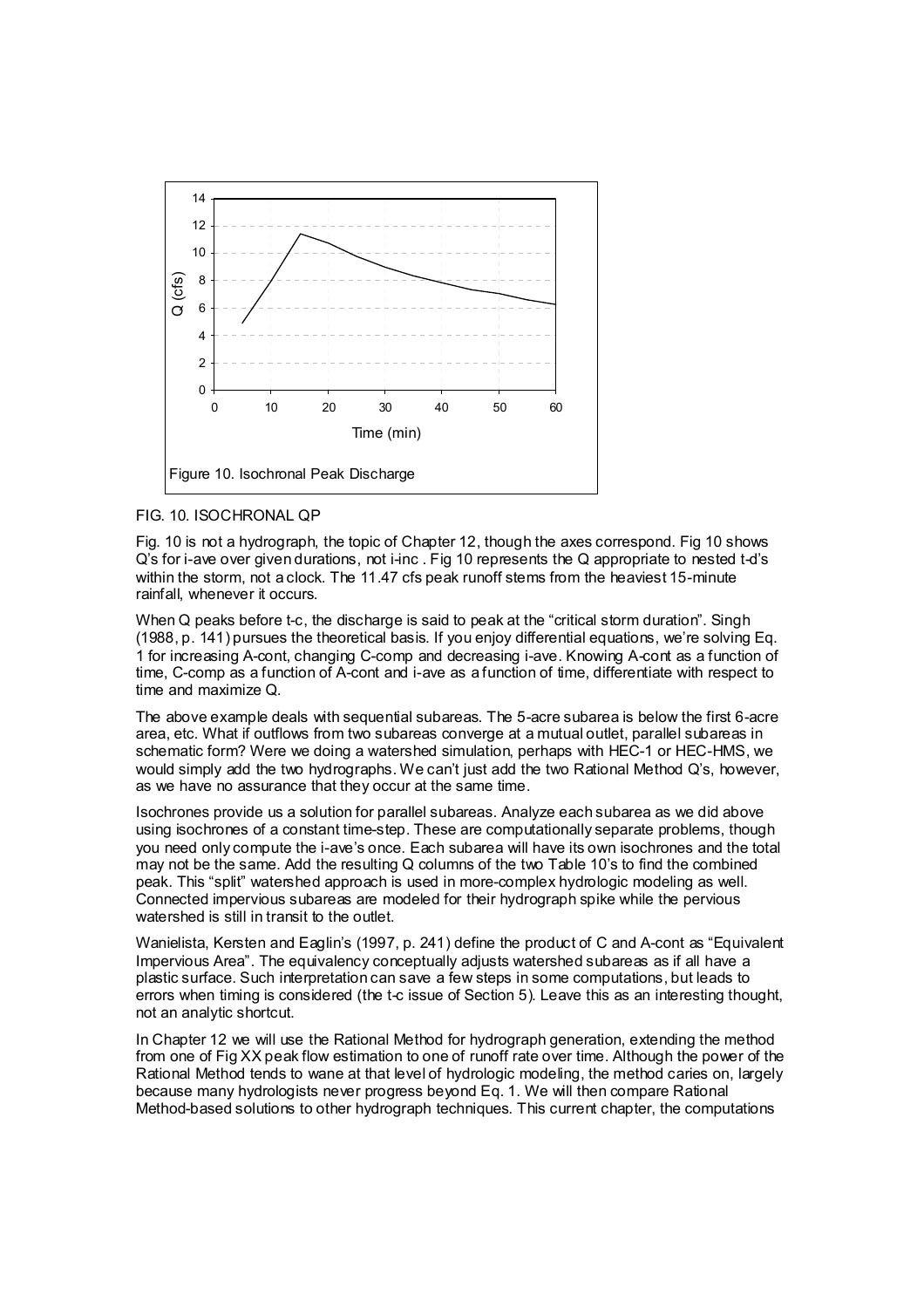Figure 10. Isochronal Peak Discharge

FIG. 10. ISOCHRONAL QP

Fig. 10 is not a hydrograph, the topic of Chapter 12, though the axes correspond. Fig 10 shows Q's for i-ave over given durations, not i-inc . Fig 10 represents the Q appropriate to nested t-d's within the storm, not a clock. The 11.47 cfs peak runoff stems from the heaviest 15-minute rainfall, whenever it occurs.

When Q peaks before t-c, the discharge is said to peak at the "critical storm duration". Singh (1988, p. 141) pursues the theoretical basis. If you enjoy differential equations, we're solving Eq. 1 for increasing A-cont, changing C-comp and decreasing i-ave. Knowing A-cont as a function of time, C-comp as a function of A-cont and i-ave as a function of time, differentiate with respect to time and maximize Q.

The above example deals with sequential subareas. The 5-acre subarea is below the first 6-acre area, etc. What if outflows from two subareas converge at a mutual outlet, parallel subareas in schematic form? Were we doing a watershed simulation, perhaps with HEC-1 or HEC-HMS, we would simply add the two hydrographs. We can't just add the two Rational Method Q's, however, as we have no assurance that they occur at the same time.

Isochrones provide us a solution for parallel subareas. Analyze each subarea as we did above using isochrones of a constant time-step. These are computationally separate problems, though you need only compute the i-ave's once. Each subarea will have its own isochrones and the total may not be the same. Add the resulting Q columns of the two Table 10's to find the combined peak. This "split" watershed approach is used in more-complex hydrologic modeling as well. Connected impervious subareas are modeled for their hydrograph spike while the pervious watershed is still in transit to the outlet.

Wanielista, Kersten and Eaglin's (1997, p. 241) define the product of C and A-cont as "Equivalent Impervious Area". The equivalency conceptually adjusts watershed subareas as if all have a plastic surface. Such interpretation can save a few steps in some computations, but leads to errors when timing is considered (the t-c issue of Section 5). Leave this as an interesting thought, not an analytic shortcut.

In Chapter 12 we will use the Rational Method for hydrograph generation, extending the method from one of Fig XX peak flow estimation to one of runoff rate over time. Although the power of the Rational Method tends to wane at that level of hydrologic modeling, the method caries on, largely because many hydrologists never progress beyond Eq. 1. We will then compare Rational Method-based solutions to other hydrograph techniques. This current chapter, the computations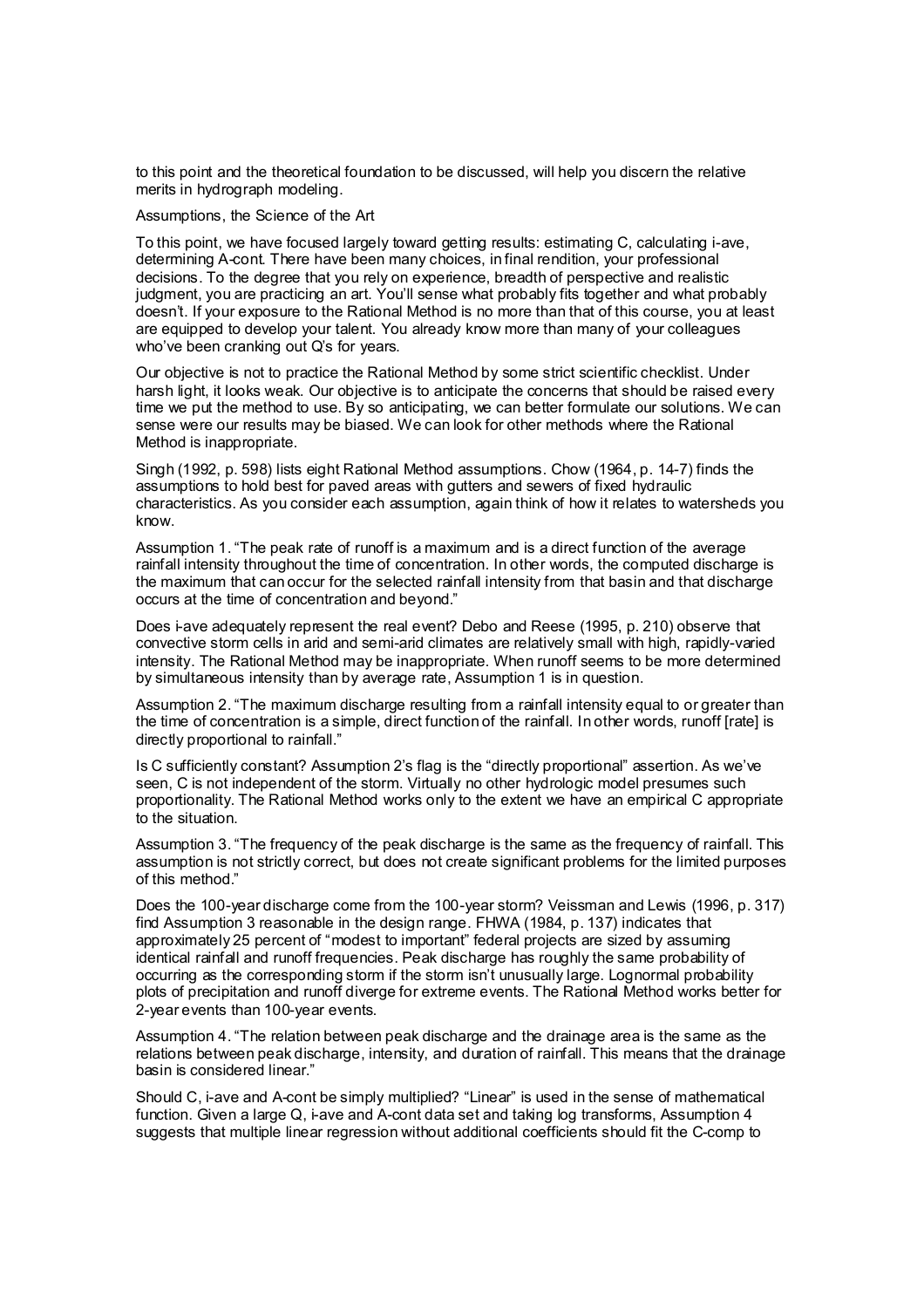to this point and the theoretical foundation to be discussed, will help you discern the relative merits in hydrograph modeling.

## Assumptions, the Science of the Art

To this point, we have focused largely toward getting results: estimating C, calculating i-ave, determining A-cont. There have been many choices, in final rendition, your professional decisions. To the degree that you rely on experience, breadth of perspective and realistic judgment, you are practicing an art. You'll sense what probably fits together and what probably doesn't. If your exposure to the Rational Method is no more than that of this course, you at least are equipped to develop your talent. You already know more than many of your colleagues who've been cranking out Q's for years.

Our objective is not to practice the Rational Method by some strict scientific checklist. Under harsh light, it looks weak. Our objective is to anticipate the concerns that should be raised every time we put the method to use. By so anticipating, we can better formulate our solutions. We can sense were our results may be biased. We can look for other methods where the Rational Method is inappropriate.

Singh (1992, p. 598) lists eight Rational Method assumptions. Chow (1964, p. 14-7) finds the assumptions to hold best for paved areas with gutters and sewers of fixed hydraulic characteristics. As you consider each assumption, again think of how it relates to watersheds you know.

Assumption 1. "The peak rate of runoff is a maximum and is a direct function of the average rainfall intensity throughout the time of concentration. In other words, the computed discharge is the maximum that can occur for the selected rainfall intensity from that basin and that discharge occurs at the time of concentration and beyond."

Does i-ave adequately represent the real event? Debo and Reese (1995, p. 210) observe that convective storm cells in arid and semi-arid climates are relatively small with high, rapidly-varied intensity. The Rational Method may be inappropriate. When runoff seems to be more determined by simultaneous intensity than by average rate, Assumption 1 is in question.

Assumption 2. "The maximum discharge resulting from a rainfall intensity equal to or greater than the time of concentration is a simple, direct function of the rainfall. In other words, runoff [rate] is directly proportional to rainfall."

Is C sufficiently constant? Assumption 2's flag is the "directly proportional" assertion. As we've seen, C is not independent of the storm. Virtually no other hydrologic model presumes such proportionality. The Rational Method works only to the extent we have an empirical C appropriate to the situation.

Assumption 3. "The frequency of the peak discharge is the same as the frequency of rainfall. This assumption is not strictly correct, but does not create significant problems for the limited purposes of this method."

Does the 100-year discharge come from the 100-year storm? Veissman and Lewis (1996, p. 317) find Assumption 3 reasonable in the design range. FHWA (1984, p. 137) indicates that approximately 25 percent of "modest to important" federal projects are sized by assuming identical rainfall and runoff frequencies. Peak discharge has roughly the same probability of occurring as the corresponding storm if the storm isn't unusually large. Lognormal probability plots of precipitation and runoff diverge for extreme events. The Rational Method works better for 2-year events than 100-year events.

Assumption 4. "The relation between peak discharge and the drainage area is the same as the relations between peak discharge, intensity, and duration of rainfall. This means that the drainage basin is considered linear."

Should C, i-ave and A-cont be simply multiplied? "Linear" is used in the sense of mathematical function. Given a large Q, i-ave and A-cont data set and taking log transforms, Assumption 4 suggests that multiple linear regression without additional coefficients should fit the C-comp to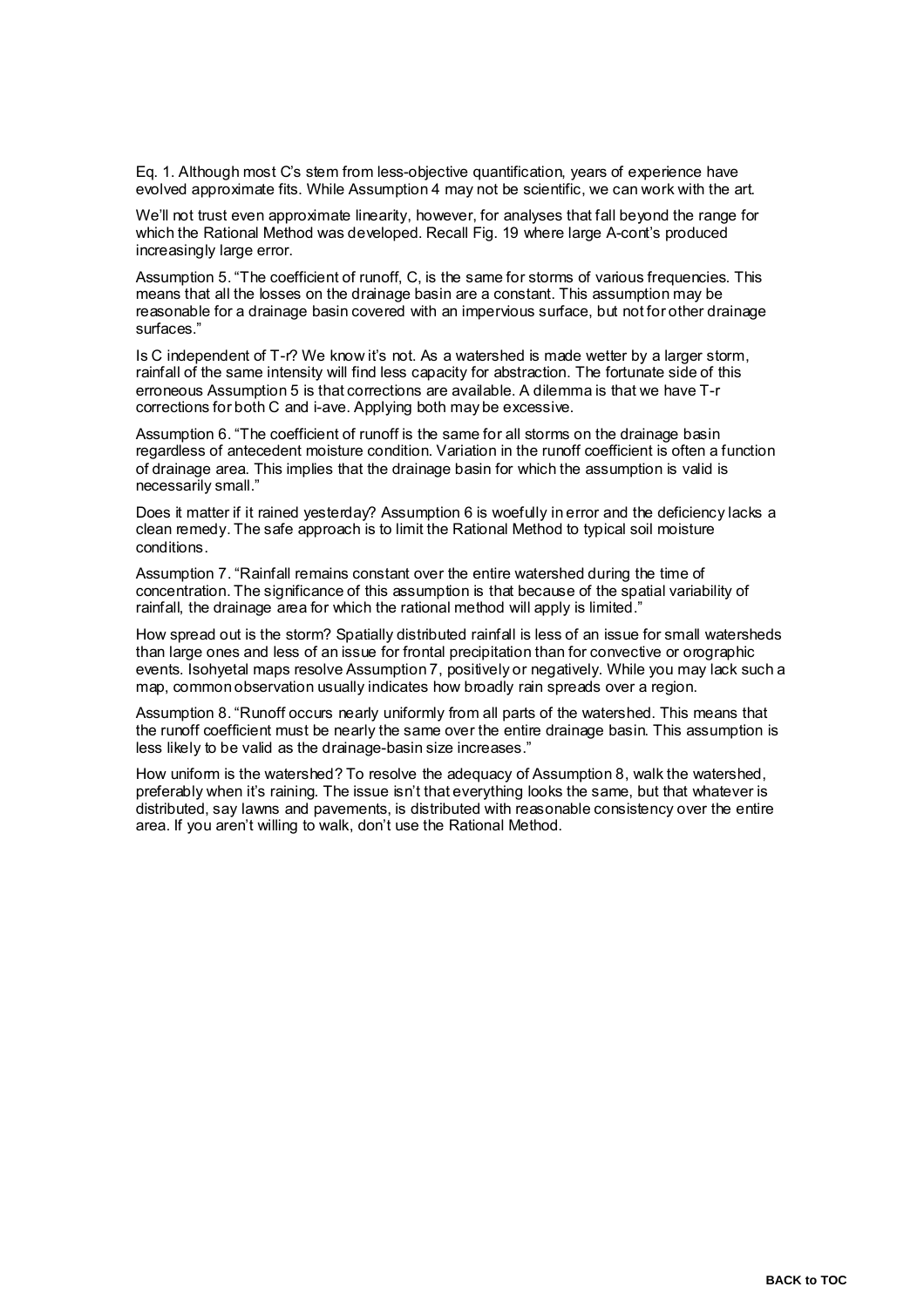Eq. 1. Although most C's stem from less-objective quantification, years of experience have evolved approximate fits. While Assumption 4 may not be scientific, we can work with the art.

We'll not trust even approximate linearity, however, for analyses that fall beyond the range for which the Rational Method was developed. Recall Fig. 19 where large A-cont's produced increasingly large error.

Assumption 5. "The coefficient of runoff, C, is the same for storms of various frequencies. This means that all the losses on the drainage basin are a constant. This assumption may be reasonable for a drainage basin covered with an impervious surface, but not for other drainage surfaces."

Is C independent of T-r? We know it's not. As a watershed is made wetter by a larger storm, rainfall of the same intensity will find less capacity for abstraction. The fortunate side of this erroneous Assumption 5 is that corrections are available. A dilemma is that we have T-r corrections for both C and i-ave. Applying both may be excessive.

Assumption 6. "The coefficient of runoff is the same for all storms on the drainage basin regardless of antecedent moisture condition. Variation in the runoff coefficient is often a function of drainage area. This implies that the drainage basin for which the assumption is valid is necessarily small."

Does it matter if it rained yesterday? Assumption 6 is woefully in error and the deficiency lacks a clean remedy. The safe approach is to limit the Rational Method to typical soil moisture conditions.

Assumption 7. "Rainfall remains constant over the entire watershed during the time of concentration. The significance of this assumption is that because of the spatial variability of rainfall, the drainage area for which the rational method will apply is limited."

How spread out is the storm? Spatially distributed rainfall is less of an issue for small watersheds than large ones and less of an issue for frontal precipitation than for convective or orographic events. Isohyetal maps resolve Assumption 7, positively or negatively. While you may lack such a map, common observation usually indicates how broadly rain spreads over a region.

Assumption 8. "Runoff occurs nearly uniformly from all parts of the watershed. This means that the runoff coefficient must be nearly the same over the entire drainage basin. This assumption is less likely to be valid as the drainage-basin size increases."

How uniform is the watershed? To resolve the adequacy of Assumption 8, walk the watershed, preferably when it's raining. The issue isn't that everything looks the same, but that whatever is distributed, say lawns and pavements, is distributed with reasonable consistency over the entire area. If you aren't willing to walk, don't use the Rational Method.

**BACK to TOC**